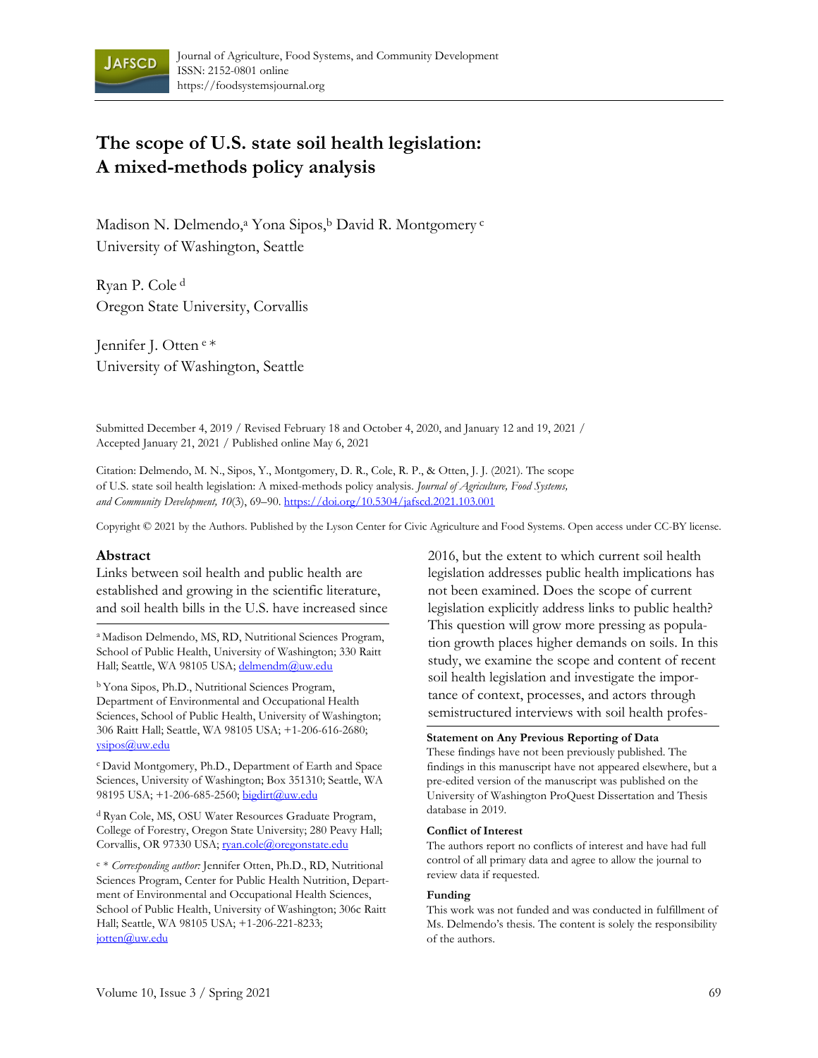# The scope of U.S. state soil health legislation: A mixed-methods policy analysis

Madison N. Delmendo,[a] Yona Sipos,[b] David R. Montgomery [c]
University of Washington, Seattle

Ryan P. Cole [d]
Oregon State University, Corvallis

Jennifer J. Otten [e] *
University of Washington, Seattle

Submitted December 4, 2019 / Revised February 18 and October 4, 2020, and January 12 and 19, 2021 / Accepted January 21, 2021 / Published online May 6, 2021

Citation: Delmendo, M. N., Sipos, Y., Montgomery, D. R., Cole, R. P., & Otten, J. J. (2021). The scope of U.S. state soil health legislation: A mixed-methods policy analysis. *Journal of Agriculture, Food Systems, and Community Development, 10*(3), 69–90. https://doi.org/10.5304/jafscd.2021.103.001

Copyright © 2021 by the Authors. Published by the Lyson Center for Civic Agriculture and Food Systems. Open access under CC-BY license.

## Abstract

Links between soil health and public health are established and growing in the scientific literature, and soil health bills in the U.S. have increased since 2016, but the extent to which current soil health legislation addresses public health implications has not been examined. Does the scope of current legislation explicitly address links to public health? This question will grow more pressing as population growth places higher demands on soils. In this study, we examine the scope and content of recent soil health legislation and investigate the importance of context, processes, and actors through semistructured interviews with soil health profes-

[a] Madison Delmendo, MS, RD, Nutritional Sciences Program, School of Public Health, University of Washington; 330 Raitt Hall; Seattle, WA 98105 USA; delmendm@uw.edu

[b] Yona Sipos, Ph.D., Nutritional Sciences Program, Department of Environmental and Occupational Health Sciences, School of Public Health, University of Washington; 306 Raitt Hall; Seattle, WA 98105 USA; +1-206-616-2680; ysipos@uw.edu

[c] David Montgomery, Ph.D., Department of Earth and Space Sciences, University of Washington; Box 351310; Seattle, WA 98195 USA; +1-206-685-2560; bigdirt@uw.edu

[d] Ryan Cole, MS, OSU Water Resources Graduate Program, College of Forestry, Oregon State University; 280 Peavy Hall; Corvallis, OR 97330 USA; ryan.cole@oregonstate.edu

[e] * *Corresponding author:* Jennifer Otten, Ph.D., RD, Nutritional Sciences Program, Center for Public Health Nutrition, Department of Environmental and Occupational Health Sciences, School of Public Health, University of Washington; 306c Raitt Hall; Seattle, WA 98105 USA; +1-206-221-8233; jotten@uw.edu

### Statement on Any Previous Reporting of Data

These findings have not been previously published. The findings in this manuscript have not appeared elsewhere, but a pre-edited version of the manuscript was published on the University of Washington ProQuest Dissertation and Thesis database in 2019.

### Conflict of Interest

The authors report no conflicts of interest and have had full control of all primary data and agree to allow the journal to review data if requested.

### Funding

This work was not funded and was conducted in fulfillment of Ms. Delmendo's thesis. The content is solely the responsibility of the authors.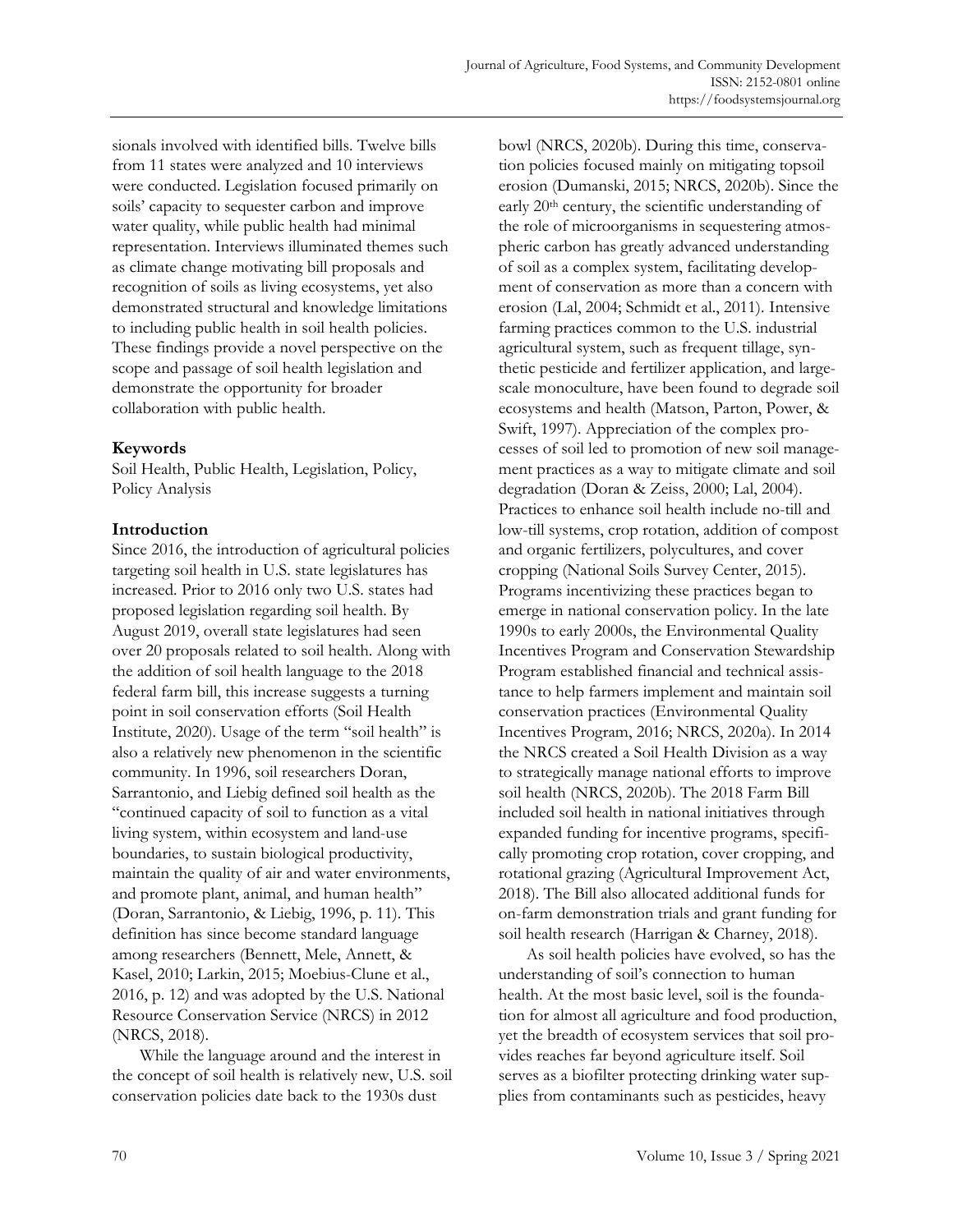sionals involved with identified bills. Twelve bills from 11 states were analyzed and 10 interviews were conducted. Legislation focused primarily on soils' capacity to sequester carbon and improve water quality, while public health had minimal representation. Interviews illuminated themes such as climate change motivating bill proposals and recognition of soils as living ecosystems, yet also demonstrated structural and knowledge limitations to including public health in soil health policies. These findings provide a novel perspective on the scope and passage of soil health legislation and demonstrate the opportunity for broader collaboration with public health.

## Keywords

Soil Health, Public Health, Legislation, Policy, Policy Analysis

## Introduction

Since 2016, the introduction of agricultural policies targeting soil health in U.S. state legislatures has increased. Prior to 2016 only two U.S. states had proposed legislation regarding soil health. By August 2019, overall state legislatures had seen over 20 proposals related to soil health. Along with the addition of soil health language to the 2018 federal farm bill, this increase suggests a turning point in soil conservation efforts (Soil Health Institute, 2020). Usage of the term "soil health" is also a relatively new phenomenon in the scientific community. In 1996, soil researchers Doran, Sarrantonio, and Liebig defined soil health as the "continued capacity of soil to function as a vital living system, within ecosystem and land-use boundaries, to sustain biological productivity, maintain the quality of air and water environments, and promote plant, animal, and human health" (Doran, Sarrantonio, & Liebig, 1996, p. 11). This definition has since become standard language among researchers (Bennett, Mele, Annett, & Kasel, 2010; Larkin, 2015; Moebius-Clune et al., 2016, p. 12) and was adopted by the U.S. National Resource Conservation Service (NRCS) in 2012 (NRCS, 2018).

While the language around and the interest in the concept of soil health is relatively new, U.S. soil conservation policies date back to the 1930s dust bowl (NRCS, 2020b). During this time, conservation policies focused mainly on mitigating topsoil erosion (Dumanski, 2015; NRCS, 2020b). Since the early 20th century, the scientific understanding of the role of microorganisms in sequestering atmospheric carbon has greatly advanced understanding of soil as a complex system, facilitating development of conservation as more than a concern with erosion (Lal, 2004; Schmidt et al., 2011). Intensive farming practices common to the U.S. industrial agricultural system, such as frequent tillage, synthetic pesticide and fertilizer application, and large-scale monoculture, have been found to degrade soil ecosystems and health (Matson, Parton, Power, & Swift, 1997). Appreciation of the complex processes of soil led to promotion of new soil management practices as a way to mitigate climate and soil degradation (Doran & Zeiss, 2000; Lal, 2004). Practices to enhance soil health include no-till and low-till systems, crop rotation, addition of compost and organic fertilizers, polycultures, and cover cropping (National Soils Survey Center, 2015). Programs incentivizing these practices began to emerge in national conservation policy. In the late 1990s to early 2000s, the Environmental Quality Incentives Program and Conservation Stewardship Program established financial and technical assistance to help farmers implement and maintain soil conservation practices (Environmental Quality Incentives Program, 2016; NRCS, 2020a). In 2014 the NRCS created a Soil Health Division as a way to strategically manage national efforts to improve soil health (NRCS, 2020b). The 2018 Farm Bill included soil health in national initiatives through expanded funding for incentive programs, specifically promoting crop rotation, cover cropping, and rotational grazing (Agricultural Improvement Act, 2018). The Bill also allocated additional funds for on-farm demonstration trials and grant funding for soil health research (Harrigan & Charney, 2018).

As soil health policies have evolved, so has the understanding of soil's connection to human health. At the most basic level, soil is the foundation for almost all agriculture and food production, yet the breadth of ecosystem services that soil provides reaches far beyond agriculture itself. Soil serves as a biofilter protecting drinking water supplies from contaminants such as pesticides, heavy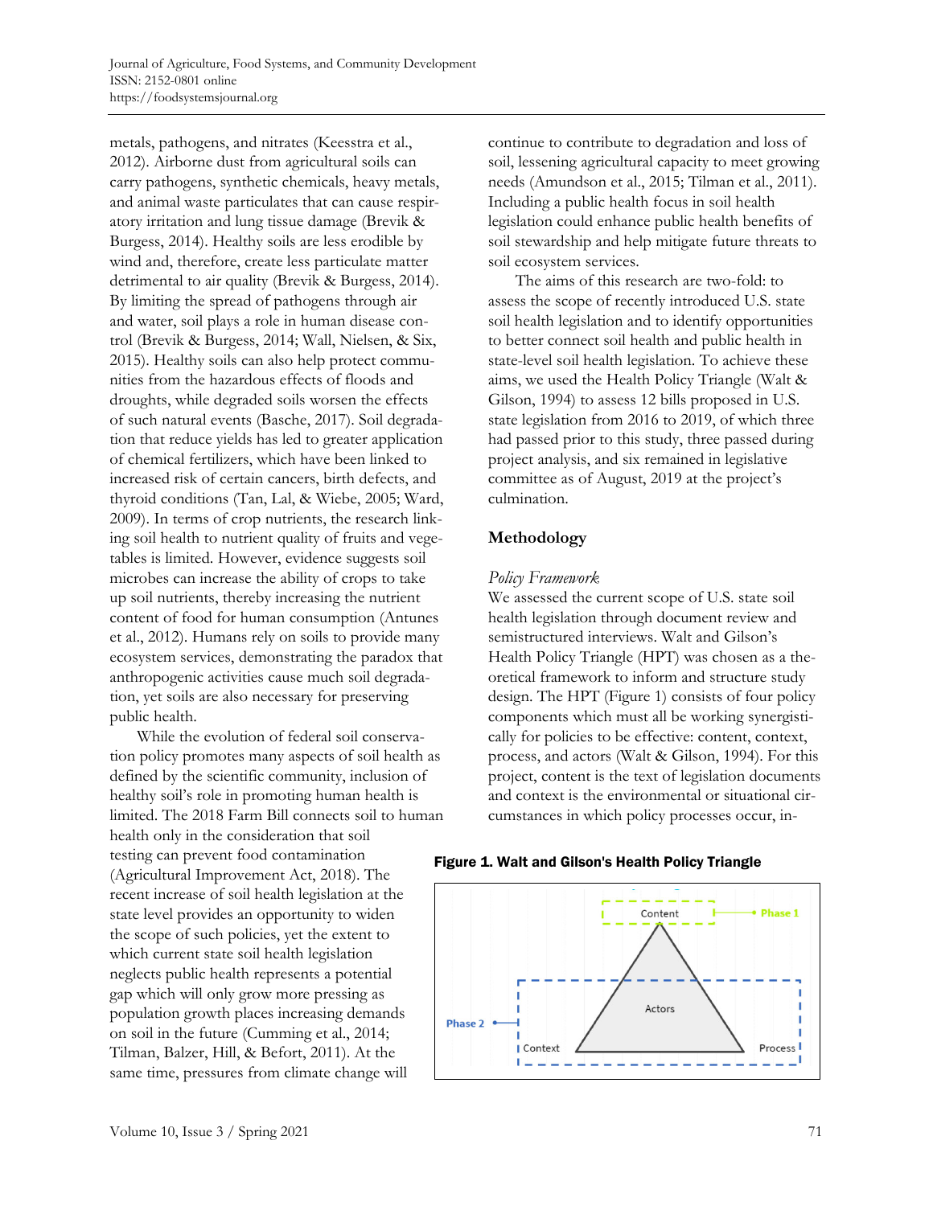metals, pathogens, and nitrates (Keesstra et al., 2012). Airborne dust from agricultural soils can carry pathogens, synthetic chemicals, heavy metals, and animal waste particulates that can cause respiratory irritation and lung tissue damage (Brevik & Burgess, 2014). Healthy soils are less erodible by wind and, therefore, create less particulate matter detrimental to air quality (Brevik & Burgess, 2014). By limiting the spread of pathogens through air and water, soil plays a role in human disease control (Brevik & Burgess, 2014; Wall, Nielsen, & Six, 2015). Healthy soils can also help protect communities from the hazardous effects of floods and droughts, while degraded soils worsen the effects of such natural events (Basche, 2017). Soil degradation that reduce yields has led to greater application of chemical fertilizers, which have been linked to increased risk of certain cancers, birth defects, and thyroid conditions (Tan, Lal, & Wiebe, 2005; Ward, 2009). In terms of crop nutrients, the research linking soil health to nutrient quality of fruits and vegetables is limited. However, evidence suggests soil microbes can increase the ability of crops to take up soil nutrients, thereby increasing the nutrient content of food for human consumption (Antunes et al., 2012). Humans rely on soils to provide many ecosystem services, demonstrating the paradox that anthropogenic activities cause much soil degradation, yet soils are also necessary for preserving public health.

While the evolution of federal soil conservation policy promotes many aspects of soil health as defined by the scientific community, inclusion of healthy soil's role in promoting human health is limited. The 2018 Farm Bill connects soil to human health only in the consideration that soil testing can prevent food contamination (Agricultural Improvement Act, 2018). The recent increase of soil health legislation at the state level provides an opportunity to widen the scope of such policies, yet the extent to which current state soil health legislation neglects public health represents a potential gap which will only grow more pressing as population growth places increasing demands on soil in the future (Cumming et al., 2014; Tilman, Balzer, Hill, & Befort, 2011). At the same time, pressures from climate change will continue to contribute to degradation and loss of soil, lessening agricultural capacity to meet growing needs (Amundson et al., 2015; Tilman et al., 2011). Including a public health focus in soil health legislation could enhance public health benefits of soil stewardship and help mitigate future threats to soil ecosystem services.

The aims of this research are two-fold: to assess the scope of recently introduced U.S. state soil health legislation and to identify opportunities to better connect soil health and public health in state-level soil health legislation. To achieve these aims, we used the Health Policy Triangle (Walt & Gilson, 1994) to assess 12 bills proposed in U.S. state legislation from 2016 to 2019, of which three had passed prior to this study, three passed during project analysis, and six remained in legislative committee as of August, 2019 at the project's culmination.

## Methodology

### *Policy Framework*

We assessed the current scope of U.S. state soil health legislation through document review and semistructured interviews. Walt and Gilson's Health Policy Triangle (HPT) was chosen as a theoretical framework to inform and structure study design. The HPT (Figure 1) consists of four policy components which must all be working synergistically for policies to be effective: content, context, process, and actors (Walt & Gilson, 1994). For this project, content is the text of legislation documents and context is the environmental or situational circumstances in which policy processes occur, in-

**Figure 1. Walt and Gilson's Health Policy Triangle**

Content — Phase 1
Actors
Phase 2 — Context, Process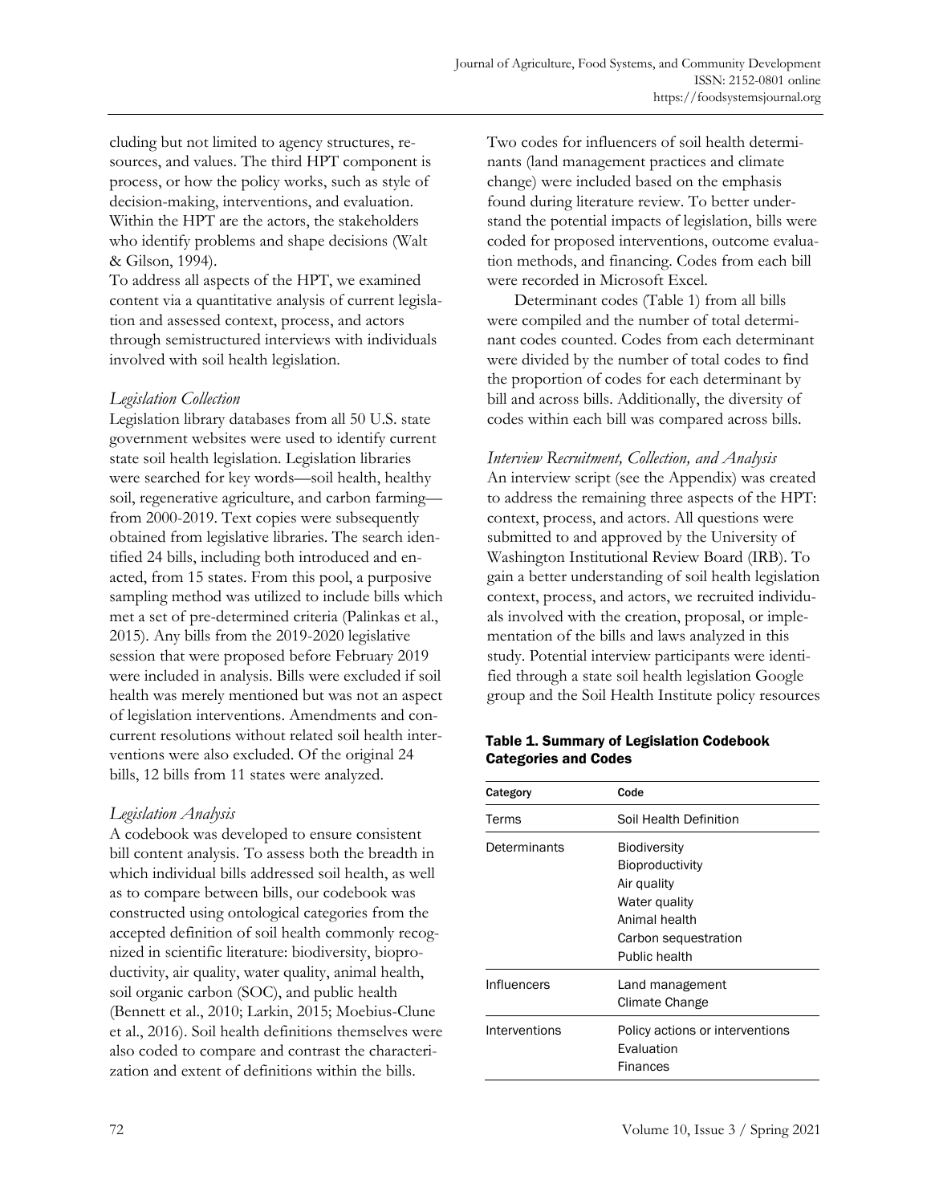cluding but not limited to agency structures, resources, and values. The third HPT component is process, or how the policy works, such as style of decision-making, interventions, and evaluation. Within the HPT are the actors, the stakeholders who identify problems and shape decisions (Walt & Gilson, 1994).

To address all aspects of the HPT, we examined content via a quantitative analysis of current legislation and assessed context, process, and actors through semistructured interviews with individuals involved with soil health legislation.

### *Legislation Collection*

Legislation library databases from all 50 U.S. state government websites were used to identify current state soil health legislation. Legislation libraries were searched for key words—soil health, healthy soil, regenerative agriculture, and carbon farming—from 2000-2019. Text copies were subsequently obtained from legislative libraries. The search identified 24 bills, including both introduced and enacted, from 15 states. From this pool, a purposive sampling method was utilized to include bills which met a set of pre-determined criteria (Palinkas et al., 2015). Any bills from the 2019-2020 legislative session that were proposed before February 2019 were included in analysis. Bills were excluded if soil health was merely mentioned but was not an aspect of legislation interventions. Amendments and concurrent resolutions without related soil health interventions were also excluded. Of the original 24 bills, 12 bills from 11 states were analyzed.

### *Legislation Analysis*

A codebook was developed to ensure consistent bill content analysis. To assess both the breadth in which individual bills addressed soil health, as well as to compare between bills, our codebook was constructed using ontological categories from the accepted definition of soil health commonly recognized in scientific literature: biodiversity, bioproductivity, air quality, water quality, animal health, soil organic carbon (SOC), and public health (Bennett et al., 2010; Larkin, 2015; Moebius-Clune et al., 2016). Soil health definitions themselves were also coded to compare and contrast the characterization and extent of definitions within the bills.

Two codes for influencers of soil health determinants (land management practices and climate change) were included based on the emphasis found during literature review. To better understand the potential impacts of legislation, bills were coded for proposed interventions, outcome evaluation methods, and financing. Codes from each bill were recorded in Microsoft Excel.

Determinant codes (Table 1) from all bills were compiled and the number of total determinant codes counted. Codes from each determinant were divided by the number of total codes to find the proportion of codes for each determinant by bill and across bills. Additionally, the diversity of codes within each bill was compared across bills.

### *Interview Recruitment, Collection, and Analysis*

An interview script (see the Appendix) was created to address the remaining three aspects of the HPT: context, process, and actors. All questions were submitted to and approved by the University of Washington Institutional Review Board (IRB). To gain a better understanding of soil health legislation context, process, and actors, we recruited individuals involved with the creation, proposal, or implementation of the bills and laws analyzed in this study. Potential interview participants were identified through a state soil health legislation Google group and the Soil Health Institute policy resources

**Table 1. Summary of Legislation Codebook Categories and Codes**

| Category | Code |
|---|---|
| Terms | Soil Health Definition |
| Determinants | Biodiversity<br>Bioproductivity<br>Air quality<br>Water quality<br>Animal health<br>Carbon sequestration<br>Public health |
| Influencers | Land management<br>Climate Change |
| Interventions | Policy actions or interventions<br>Evaluation<br>Finances |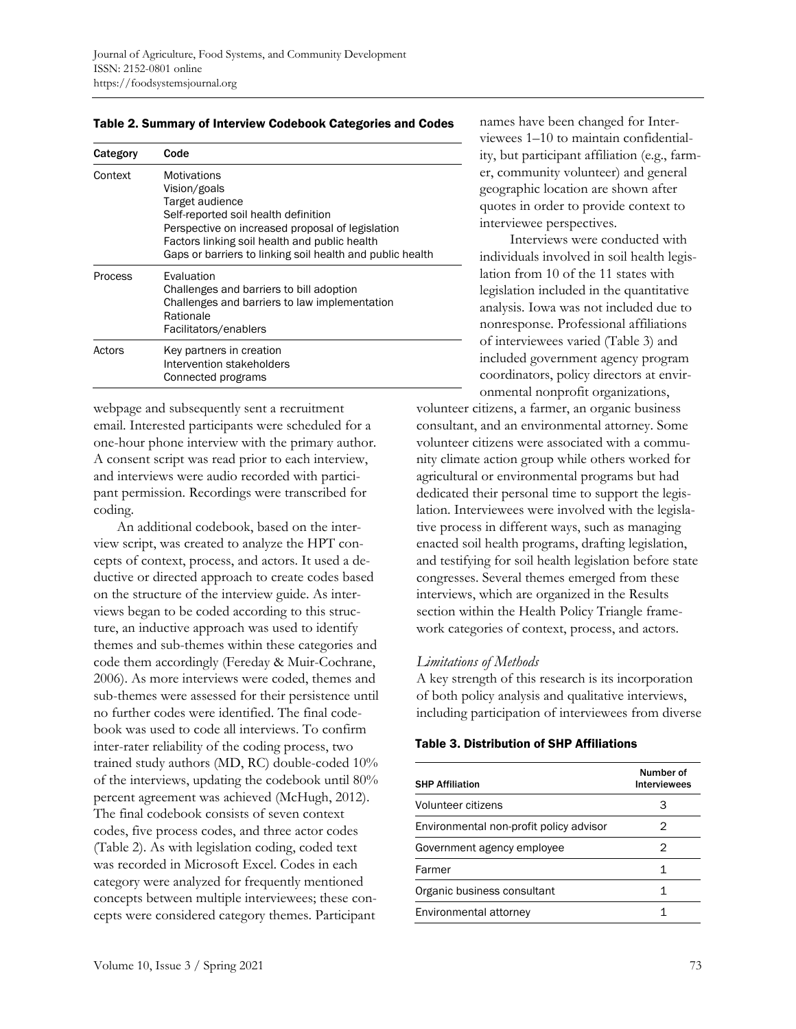**Table 2. Summary of Interview Codebook Categories and Codes**

| Category | Code |
|---|---|
| Context | Motivations<br>Vision/goals<br>Target audience<br>Self-reported soil health definition<br>Perspective on increased proposal of legislation<br>Factors linking soil health and public health<br>Gaps or barriers to linking soil health and public health |
| Process | Evaluation<br>Challenges and barriers to bill adoption<br>Challenges and barriers to law implementation<br>Rationale<br>Facilitators/enablers |
| Actors | Key partners in creation<br>Intervention stakeholders<br>Connected programs |

webpage and subsequently sent a recruitment email. Interested participants were scheduled for a one-hour phone interview with the primary author. A consent script was read prior to each interview, and interviews were audio recorded with participant permission. Recordings were transcribed for coding.

An additional codebook, based on the interview script, was created to analyze the HPT concepts of context, process, and actors. It used a deductive or directed approach to create codes based on the structure of the interview guide. As interviews began to be coded according to this structure, an inductive approach was used to identify themes and sub-themes within these categories and code them accordingly (Fereday & Muir-Cochrane, 2006). As more interviews were coded, themes and sub-themes were assessed for their persistence until no further codes were identified. The final codebook was used to code all interviews. To confirm inter-rater reliability of the coding process, two trained study authors (MD, RC) double-coded 10% of the interviews, updating the codebook until 80% percent agreement was achieved (McHugh, 2012). The final codebook consists of seven context codes, five process codes, and three actor codes (Table 2). As with legislation coding, coded text was recorded in Microsoft Excel. Codes in each category were analyzed for frequently mentioned concepts between multiple interviewees; these concepts were considered category themes. Participant names have been changed for Interviewees 1–10 to maintain confidentiality, but participant affiliation (e.g., farmer, community volunteer) and general geographic location are shown after quotes in order to provide context to interviewee perspectives.

Interviews were conducted with individuals involved in soil health legislation from 10 of the 11 states with legislation included in the quantitative analysis. Iowa was not included due to nonresponse. Professional affiliations of interviewees varied (Table 3) and included government agency program coordinators, policy directors at environmental nonprofit organizations, volunteer citizens, a farmer, an organic business consultant, and an environmental attorney. Some volunteer citizens were associated with a community climate action group while others worked for agricultural or environmental programs but had dedicated their personal time to support the legislation. Interviewees were involved with the legislative process in different ways, such as managing enacted soil health programs, drafting legislation, and testifying for soil health legislation before state congresses. Several themes emerged from these interviews, which are organized in the Results section within the Health Policy Triangle framework categories of context, process, and actors.

### *Limitations of Methods*

A key strength of this research is its incorporation of both policy analysis and qualitative interviews, including participation of interviewees from diverse

**Table 3. Distribution of SHP Affiliations**

| SHP Affiliation | Number of Interviewees |
|---|---|
| Volunteer citizens | 3 |
| Environmental non-profit policy advisor | 2 |
| Government agency employee | 2 |
| Farmer | 1 |
| Organic business consultant | 1 |
| Environmental attorney | 1 |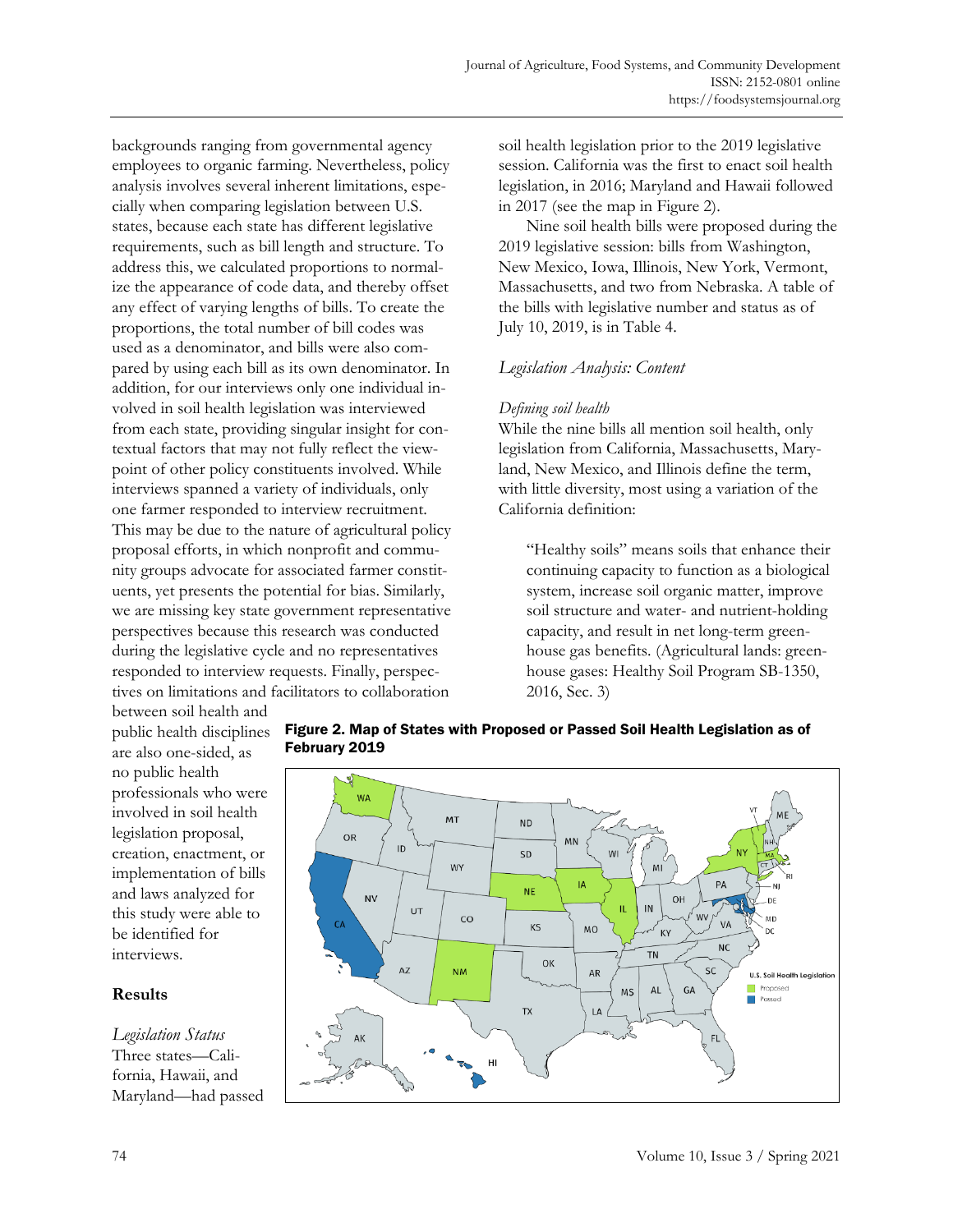backgrounds ranging from governmental agency employees to organic farming. Nevertheless, policy analysis involves several inherent limitations, especially when comparing legislation between U.S. states, because each state has different legislative requirements, such as bill length and structure. To address this, we calculated proportions to normalize the appearance of code data, and thereby offset any effect of varying lengths of bills. To create the proportions, the total number of bill codes was used as a denominator, and bills were also compared by using each bill as its own denominator. In addition, for our interviews only one individual involved in soil health legislation was interviewed from each state, providing singular insight for contextual factors that may not fully reflect the viewpoint of other policy constituents involved. While interviews spanned a variety of individuals, only one farmer responded to interview recruitment. This may be due to the nature of agricultural policy proposal efforts, in which nonprofit and community groups advocate for associated farmer constituents, yet presents the potential for bias. Similarly, we are missing key state government representative perspectives because this research was conducted during the legislative cycle and no representatives responded to interview requests. Finally, perspectives on limitations and facilitators to collaboration between soil health and public health disciplines are also one-sided, as no public health professionals who were involved in soil health legislation proposal, creation, enactment, or implementation of bills and laws analyzed for this study were able to be identified for interviews.

## Results

*Legislation Status*

Three states—California, Hawaii, and Maryland—had passed soil health legislation prior to the 2019 legislative session. California was the first to enact soil health legislation, in 2016; Maryland and Hawaii followed in 2017 (see the map in Figure 2).

Nine soil health bills were proposed during the 2019 legislative session: bills from Washington, New Mexico, Iowa, Illinois, New York, Vermont, Massachusetts, and two from Nebraska. A table of the bills with legislative number and status as of July 10, 2019, is in Table 4.

*Legislation Analysis: Content*

*Defining soil health*

While the nine bills all mention soil health, only legislation from California, Massachusetts, Maryland, New Mexico, and Illinois define the term, with little diversity, most using a variation of the California definition:

> "Healthy soils" means soils that enhance their continuing capacity to function as a biological system, increase soil organic matter, improve soil structure and water- and nutrient-holding capacity, and result in net long-term greenhouse gas benefits. (Agricultural lands: greenhouse gases: Healthy Soil Program SB-1350, 2016, Sec. 3)

**Figure 2. Map of States with Proposed or Passed Soil Health Legislation as of February 2019**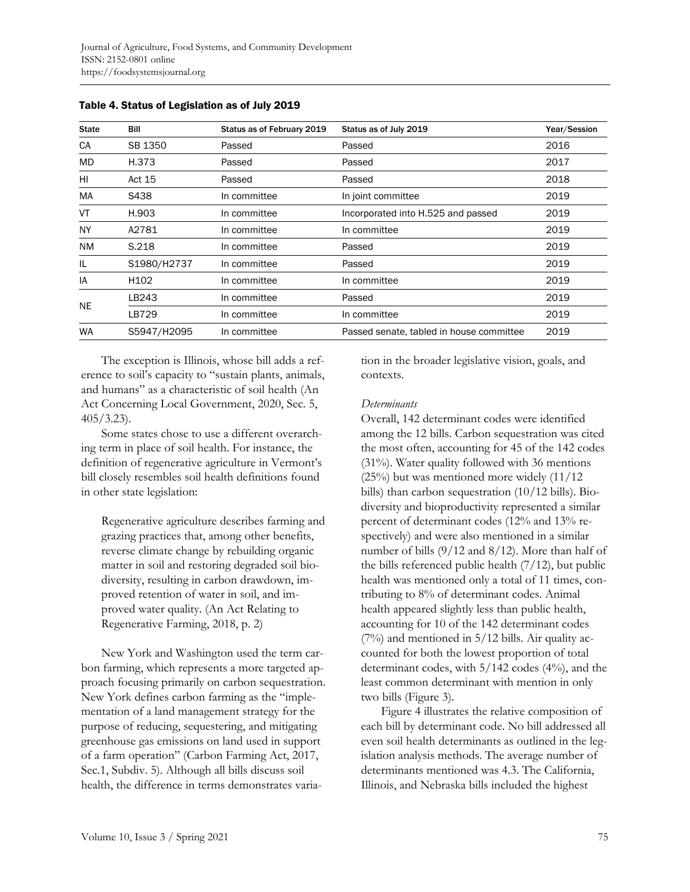Table 4. Status of Legislation as of July 2019

| State | Bill | Status as of February 2019 | Status as of July 2019 | Year/Session |
|---|---|---|---|---|
| CA | SB 1350 | Passed | Passed | 2016 |
| MD | H.373 | Passed | Passed | 2017 |
| HI | Act 15 | Passed | Passed | 2018 |
| MA | S438 | In committee | In joint committee | 2019 |
| VT | H.903 | In committee | Incorporated into H.525 and passed | 2019 |
| NY | A2781 | In committee | In committee | 2019 |
| NM | S.218 | In committee | Passed | 2019 |
| IL | S1980/H2737 | In committee | Passed | 2019 |
| IA | H102 | In committee | In committee | 2019 |
| NE | LB243 | In committee | Passed | 2019 |
| | LB729 | In committee | In committee | 2019 |
| WA | S5947/H2095 | In committee | Passed senate, tabled in house committee | 2019 |

The exception is Illinois, whose bill adds a reference to soil's capacity to "sustain plants, animals, and humans" as a characteristic of soil health (An Act Concerning Local Government, 2020, Sec. 5, 405/3.23).

Some states chose to use a different overarching term in place of soil health. For instance, the definition of regenerative agriculture in Vermont's bill closely resembles soil health definitions found in other state legislation:

> Regenerative agriculture describes farming and grazing practices that, among other benefits, reverse climate change by rebuilding organic matter in soil and restoring degraded soil biodiversity, resulting in carbon drawdown, improved retention of water in soil, and improved water quality. (An Act Relating to Regenerative Farming, 2018, p. 2)

New York and Washington used the term carbon farming, which represents a more targeted approach focusing primarily on carbon sequestration. New York defines carbon farming as the "implementation of a land management strategy for the purpose of reducing, sequestering, and mitigating greenhouse gas emissions on land used in support of a farm operation" (Carbon Farming Act, 2017, Sec.1, Subdiv. 5). Although all bills discuss soil health, the difference in terms demonstrates variation in the broader legislative vision, goals, and contexts.

*Determinants*

Overall, 142 determinant codes were identified among the 12 bills. Carbon sequestration was cited the most often, accounting for 45 of the 142 codes (31%). Water quality followed with 36 mentions (25%) but was mentioned more widely (11/12 bills) than carbon sequestration (10/12 bills). Biodiversity and bioproductivity represented a similar percent of determinant codes (12% and 13% respectively) and were also mentioned in a similar number of bills (9/12 and 8/12). More than half of the bills referenced public health (7/12), but public health was mentioned only a total of 11 times, contributing to 8% of determinant codes. Animal health appeared slightly less than public health, accounting for 10 of the 142 determinant codes (7%) and mentioned in 5/12 bills. Air quality accounted for both the lowest proportion of total determinant codes, with 5/142 codes (4%), and the least common determinant with mention in only two bills (Figure 3).

Figure 4 illustrates the relative composition of each bill by determinant code. No bill addressed all even soil health determinants as outlined in the legislation analysis methods. The average number of determinants mentioned was 4.3. The California, Illinois, and Nebraska bills included the highest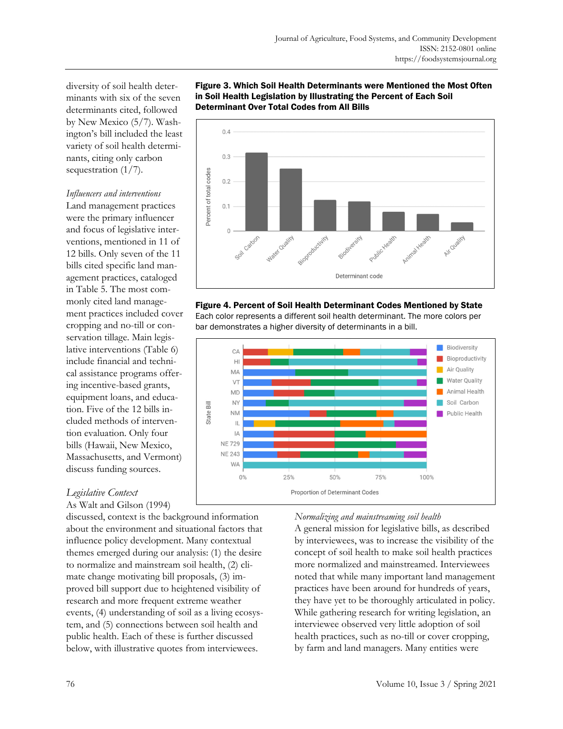diversity of soil health determinants with six of the seven determinants cited, followed by New Mexico (5/7). Washington's bill included the least variety of soil health determinants, citing only carbon sequestration (1/7).

*Influencers and interventions*

Land management practices were the primary influencer and focus of legislative interventions, mentioned in 11 of 12 bills. Only seven of the 11 bills cited specific land management practices, cataloged in Table 5. The most commonly cited land management practices included cover cropping and no-till or conservation tillage. Main legislative interventions (Table 6) include financial and technical assistance programs offering incentive-based grants, equipment loans, and education. Five of the 12 bills included methods of intervention evaluation. Only four bills (Hawaii, New Mexico, Massachusetts, and Vermont) discuss funding sources.

**Figure 3. Which Soil Health Determinants were Mentioned the Most Often in Soil Health Legislation by Illustrating the Percent of Each Soil Determinant Over Total Codes from All Bills**

**Figure 4. Percent of Soil Health Determinant Codes Mentioned by State**

Each color represents a different soil health determinant. The more colors per bar demonstrates a higher diversity of determinants in a bill.

*Legislative Context*

As Walt and Gilson (1994) discussed, context is the background information about the environment and situational factors that influence policy development. Many contextual themes emerged during our analysis: (1) the desire to normalize and mainstream soil health, (2) climate change motivating bill proposals, (3) improved bill support due to heightened visibility of research and more frequent extreme weather events, (4) understanding of soil as a living ecosystem, and (5) connections between soil health and public health. Each of these is further discussed below, with illustrative quotes from interviewees.

*Normalizing and mainstreaming soil health*

A general mission for legislative bills, as described by interviewees, was to increase the visibility of the concept of soil health to make soil health practices more normalized and mainstreamed. Interviewees noted that while many important land management practices have been around for hundreds of years, they have yet to be thoroughly articulated in policy. While gathering research for writing legislation, an interviewee observed very little adoption of soil health practices, such as no-till or cover cropping, by farm and land managers. Many entities were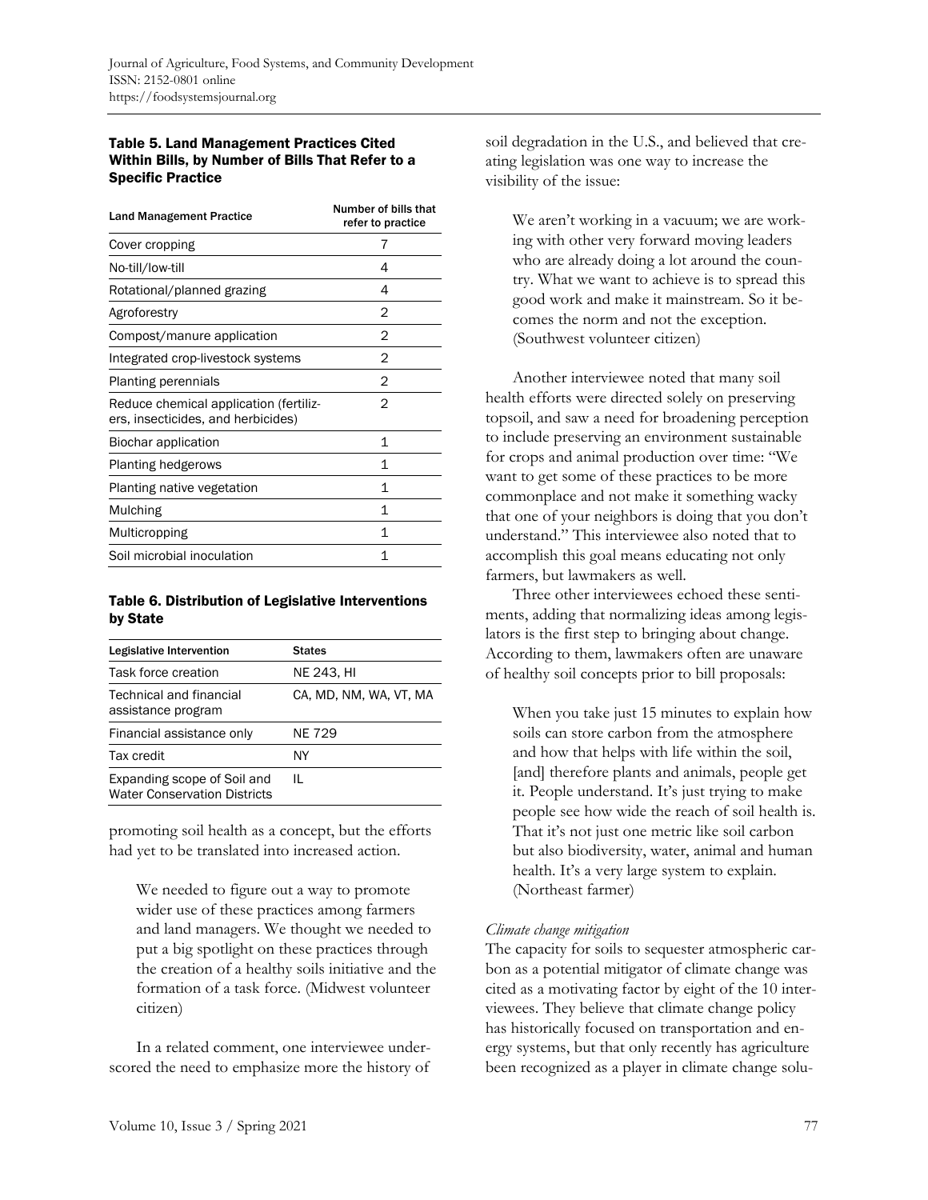**Table 5. Land Management Practices Cited Within Bills, by Number of Bills That Refer to a Specific Practice**

| Land Management Practice | Number of bills that refer to practice |
|---|---|
| Cover cropping | 7 |
| No-till/low-till | 4 |
| Rotational/planned grazing | 4 |
| Agroforestry | 2 |
| Compost/manure application | 2 |
| Integrated crop-livestock systems | 2 |
| Planting perennials | 2 |
| Reduce chemical application (fertilizers, insecticides, and herbicides) | 2 |
| Biochar application | 1 |
| Planting hedgerows | 1 |
| Planting native vegetation | 1 |
| Mulching | 1 |
| Multicropping | 1 |
| Soil microbial inoculation | 1 |

**Table 6. Distribution of Legislative Interventions by State**

| Legislative Intervention | States |
|---|---|
| Task force creation | NE 243, HI |
| Technical and financial assistance program | CA, MD, NM, WA, VT, MA |
| Financial assistance only | NE 729 |
| Tax credit | NY |
| Expanding scope of Soil and Water Conservation Districts | IL |

promoting soil health as a concept, but the efforts had yet to be translated into increased action.

> We needed to figure out a way to promote wider use of these practices among farmers and land managers. We thought we needed to put a big spotlight on these practices through the creation of a healthy soils initiative and the formation of a task force. (Midwest volunteer citizen)

In a related comment, one interviewee underscored the need to emphasize more the history of soil degradation in the U.S., and believed that creating legislation was one way to increase the visibility of the issue:

> We aren't working in a vacuum; we are working with other very forward moving leaders who are already doing a lot around the country. What we want to achieve is to spread this good work and make it mainstream. So it becomes the norm and not the exception. (Southwest volunteer citizen)

Another interviewee noted that many soil health efforts were directed solely on preserving topsoil, and saw a need for broadening perception to include preserving an environment sustainable for crops and animal production over time: "We want to get some of these practices to be more commonplace and not make it something wacky that one of your neighbors is doing that you don't understand." This interviewee also noted that to accomplish this goal means educating not only farmers, but lawmakers as well.

Three other interviewees echoed these sentiments, adding that normalizing ideas among legislators is the first step to bringing about change. According to them, lawmakers often are unaware of healthy soil concepts prior to bill proposals:

> When you take just 15 minutes to explain how soils can store carbon from the atmosphere and how that helps with life within the soil, [and] therefore plants and animals, people get it. People understand. It's just trying to make people see how wide the reach of soil health is. That it's not just one metric like soil carbon but also biodiversity, water, animal and human health. It's a very large system to explain. (Northeast farmer)

*Climate change mitigation*

The capacity for soils to sequester atmospheric carbon as a potential mitigator of climate change was cited as a motivating factor by eight of the 10 interviewees. They believe that climate change policy has historically focused on transportation and energy systems, but that only recently has agriculture been recognized as a player in climate change solu-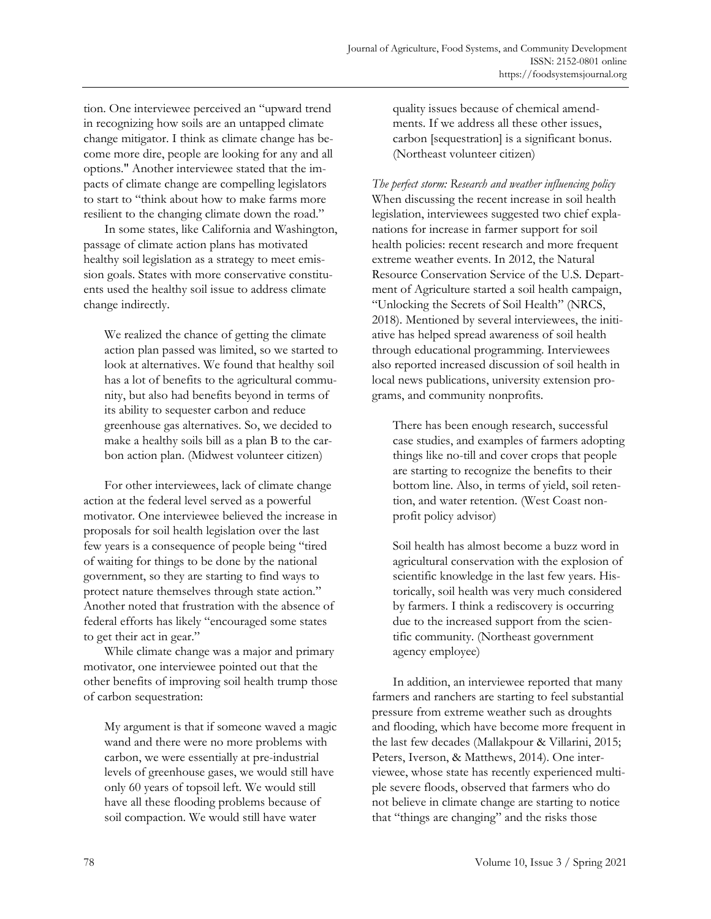tion. One interviewee perceived an "upward trend in recognizing how soils are an untapped climate change mitigator. I think as climate change has become more dire, people are looking for any and all options." Another interviewee stated that the impacts of climate change are compelling legislators to start to "think about how to make farms more resilient to the changing climate down the road."

In some states, like California and Washington, passage of climate action plans has motivated healthy soil legislation as a strategy to meet emission goals. States with more conservative constituents used the healthy soil issue to address climate change indirectly.

> We realized the chance of getting the climate action plan passed was limited, so we started to look at alternatives. We found that healthy soil has a lot of benefits to the agricultural community, but also had benefits beyond in terms of its ability to sequester carbon and reduce greenhouse gas alternatives. So, we decided to make a healthy soils bill as a plan B to the carbon action plan. (Midwest volunteer citizen)

For other interviewees, lack of climate change action at the federal level served as a powerful motivator. One interviewee believed the increase in proposals for soil health legislation over the last few years is a consequence of people being "tired of waiting for things to be done by the national government, so they are starting to find ways to protect nature themselves through state action." Another noted that frustration with the absence of federal efforts has likely "encouraged some states to get their act in gear."

While climate change was a major and primary motivator, one interviewee pointed out that the other benefits of improving soil health trump those of carbon sequestration:

> My argument is that if someone waved a magic wand and there were no more problems with carbon, we were essentially at pre-industrial levels of greenhouse gases, we would still have only 60 years of topsoil left. We would still have all these flooding problems because of soil compaction. We would still have water quality issues because of chemical amendments. If we address all these other issues, carbon [sequestration] is a significant bonus. (Northeast volunteer citizen)

*The perfect storm: Research and weather influencing policy*

When discussing the recent increase in soil health legislation, interviewees suggested two chief explanations for increase in farmer support for soil health policies: recent research and more frequent extreme weather events. In 2012, the Natural Resource Conservation Service of the U.S. Department of Agriculture started a soil health campaign, "Unlocking the Secrets of Soil Health" (NRCS, 2018). Mentioned by several interviewees, the initiative has helped spread awareness of soil health through educational programming. Interviewees also reported increased discussion of soil health in local news publications, university extension programs, and community nonprofits.

> There has been enough research, successful case studies, and examples of farmers adopting things like no-till and cover crops that people are starting to recognize the benefits to their bottom line. Also, in terms of yield, soil retention, and water retention. (West Coast nonprofit policy advisor)

> Soil health has almost become a buzz word in agricultural conservation with the explosion of scientific knowledge in the last few years. Historically, soil health was very much considered by farmers. I think a rediscovery is occurring due to the increased support from the scientific community. (Northeast government agency employee)

In addition, an interviewee reported that many farmers and ranchers are starting to feel substantial pressure from extreme weather such as droughts and flooding, which have become more frequent in the last few decades (Mallakpour & Villarini, 2015; Peters, Iverson, & Matthews, 2014). One interviewee, whose state has recently experienced multiple severe floods, observed that farmers who do not believe in climate change are starting to notice that "things are changing" and the risks those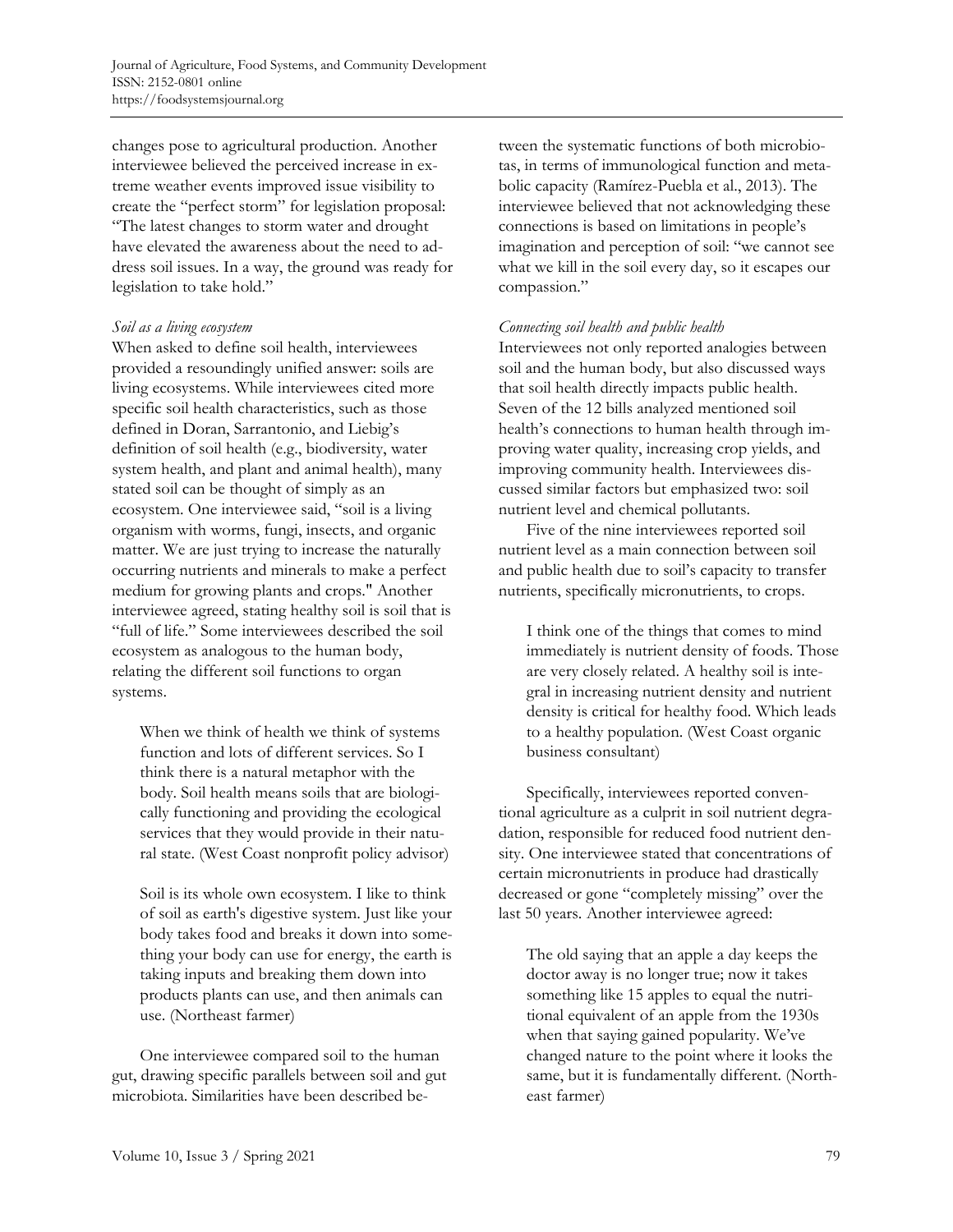changes pose to agricultural production. Another interviewee believed the perceived increase in extreme weather events improved issue visibility to create the "perfect storm" for legislation proposal: "The latest changes to storm water and drought have elevated the awareness about the need to address soil issues. In a way, the ground was ready for legislation to take hold."

*Soil as a living ecosystem*

When asked to define soil health, interviewees provided a resoundingly unified answer: soils are living ecosystems. While interviewees cited more specific soil health characteristics, such as those defined in Doran, Sarrantonio, and Liebig's definition of soil health (e.g., biodiversity, water system health, and plant and animal health), many stated soil can be thought of simply as an ecosystem. One interviewee said, "soil is a living organism with worms, fungi, insects, and organic matter. We are just trying to increase the naturally occurring nutrients and minerals to make a perfect medium for growing plants and crops." Another interviewee agreed, stating healthy soil is soil that is "full of life." Some interviewees described the soil ecosystem as analogous to the human body, relating the different soil functions to organ systems.

> When we think of health we think of systems function and lots of different services. So I think there is a natural metaphor with the body. Soil health means soils that are biologically functioning and providing the ecological services that they would provide in their natural state. (West Coast nonprofit policy advisor)

> Soil is its whole own ecosystem. I like to think of soil as earth's digestive system. Just like your body takes food and breaks it down into something your body can use for energy, the earth is taking inputs and breaking them down into products plants can use, and then animals can use. (Northeast farmer)

One interviewee compared soil to the human gut, drawing specific parallels between soil and gut microbiota. Similarities have been described between the systematic functions of both microbiotas, in terms of immunological function and metabolic capacity (Ramírez-Puebla et al., 2013). The interviewee believed that not acknowledging these connections is based on limitations in people's imagination and perception of soil: "we cannot see what we kill in the soil every day, so it escapes our compassion."

*Connecting soil health and public health*

Interviewees not only reported analogies between soil and the human body, but also discussed ways that soil health directly impacts public health. Seven of the 12 bills analyzed mentioned soil health's connections to human health through improving water quality, increasing crop yields, and improving community health. Interviewees discussed similar factors but emphasized two: soil nutrient level and chemical pollutants.

Five of the nine interviewees reported soil nutrient level as a main connection between soil and public health due to soil's capacity to transfer nutrients, specifically micronutrients, to crops.

> I think one of the things that comes to mind immediately is nutrient density of foods. Those are very closely related. A healthy soil is integral in increasing nutrient density and nutrient density is critical for healthy food. Which leads to a healthy population. (West Coast organic business consultant)

Specifically, interviewees reported conventional agriculture as a culprit in soil nutrient degradation, responsible for reduced food nutrient density. One interviewee stated that concentrations of certain micronutrients in produce had drastically decreased or gone "completely missing" over the last 50 years. Another interviewee agreed:

> The old saying that an apple a day keeps the doctor away is no longer true; now it takes something like 15 apples to equal the nutritional equivalent of an apple from the 1930s when that saying gained popularity. We've changed nature to the point where it looks the same, but it is fundamentally different. (Northeast farmer)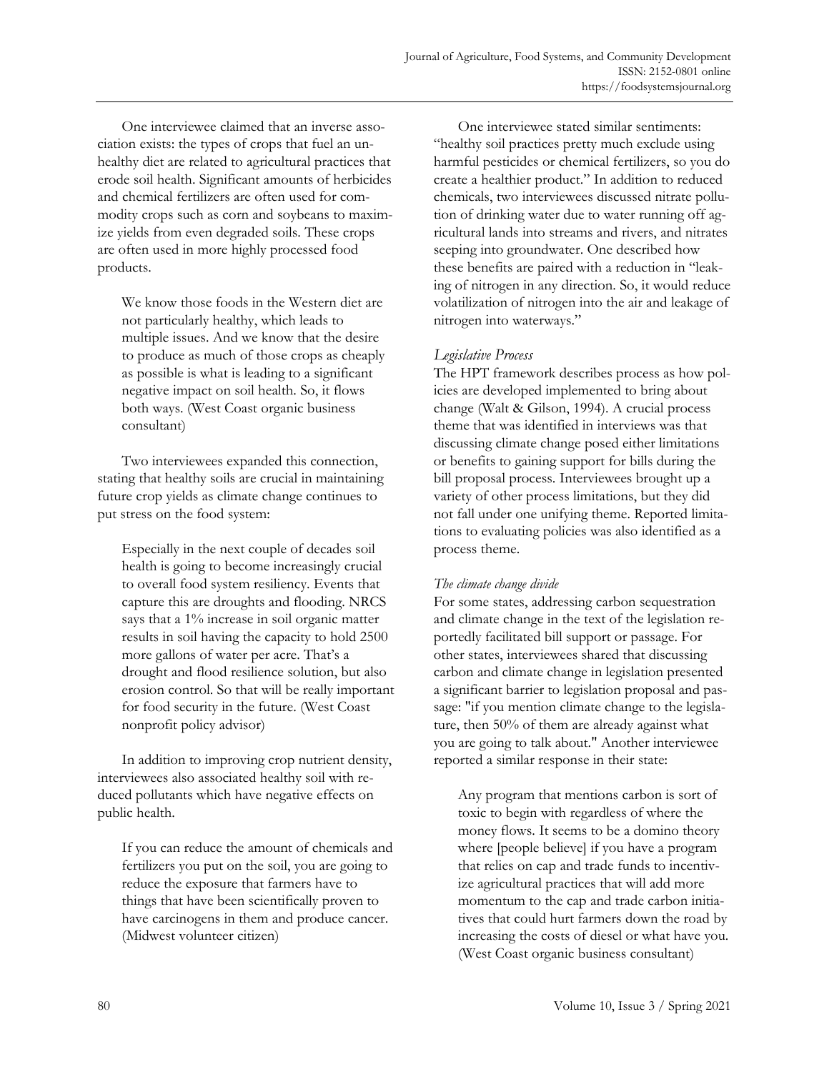One interviewee claimed that an inverse association exists: the types of crops that fuel an unhealthy diet are related to agricultural practices that erode soil health. Significant amounts of herbicides and chemical fertilizers are often used for commodity crops such as corn and soybeans to maximize yields from even degraded soils. These crops are often used in more highly processed food products.

> We know those foods in the Western diet are not particularly healthy, which leads to multiple issues. And we know that the desire to produce as much of those crops as cheaply as possible is what is leading to a significant negative impact on soil health. So, it flows both ways. (West Coast organic business consultant)

Two interviewees expanded this connection, stating that healthy soils are crucial in maintaining future crop yields as climate change continues to put stress on the food system:

> Especially in the next couple of decades soil health is going to become increasingly crucial to overall food system resiliency. Events that capture this are droughts and flooding. NRCS says that a 1% increase in soil organic matter results in soil having the capacity to hold 2500 more gallons of water per acre. That's a drought and flood resilience solution, but also erosion control. So that will be really important for food security in the future. (West Coast nonprofit policy advisor)

In addition to improving crop nutrient density, interviewees also associated healthy soil with reduced pollutants which have negative effects on public health.

> If you can reduce the amount of chemicals and fertilizers you put on the soil, you are going to reduce the exposure that farmers have to things that have been scientifically proven to have carcinogens in them and produce cancer. (Midwest volunteer citizen)

One interviewee stated similar sentiments: "healthy soil practices pretty much exclude using harmful pesticides or chemical fertilizers, so you do create a healthier product." In addition to reduced chemicals, two interviewees discussed nitrate pollution of drinking water due to water running off agricultural lands into streams and rivers, and nitrates seeping into groundwater. One described how these benefits are paired with a reduction in "leaking of nitrogen in any direction. So, it would reduce volatilization of nitrogen into the air and leakage of nitrogen into waterways."

### *Legislative Process*

The HPT framework describes process as how policies are developed implemented to bring about change (Walt & Gilson, 1994). A crucial process theme that was identified in interviews was that discussing climate change posed either limitations or benefits to gaining support for bills during the bill proposal process. Interviewees brought up a variety of other process limitations, but they did not fall under one unifying theme. Reported limitations to evaluating policies was also identified as a process theme.

#### *The climate change divide*

For some states, addressing carbon sequestration and climate change in the text of the legislation reportedly facilitated bill support or passage. For other states, interviewees shared that discussing carbon and climate change in legislation presented a significant barrier to legislation proposal and passage: "if you mention climate change to the legislature, then 50% of them are already against what you are going to talk about." Another interviewee reported a similar response in their state:

> Any program that mentions carbon is sort of toxic to begin with regardless of where the money flows. It seems to be a domino theory where [people believe] if you have a program that relies on cap and trade funds to incentivize agricultural practices that will add more momentum to the cap and trade carbon initiatives that could hurt farmers down the road by increasing the costs of diesel or what have you. (West Coast organic business consultant)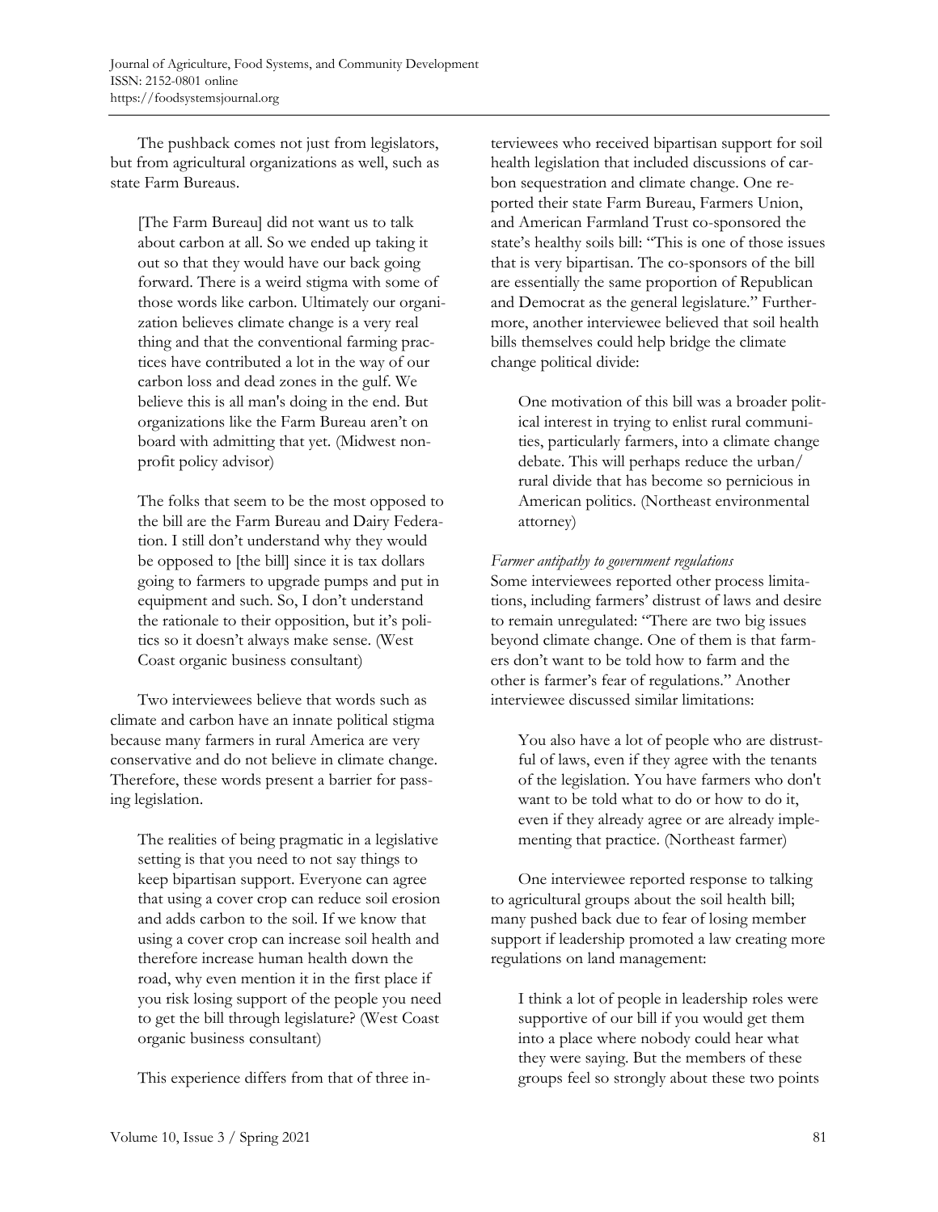The pushback comes not just from legislators, but from agricultural organizations as well, such as state Farm Bureaus.

> [The Farm Bureau] did not want us to talk about carbon at all. So we ended up taking it out so that they would have our back going forward. There is a weird stigma with some of those words like carbon. Ultimately our organization believes climate change is a very real thing and that the conventional farming practices have contributed a lot in the way of our carbon loss and dead zones in the gulf. We believe this is all man's doing in the end. But organizations like the Farm Bureau aren't on board with admitting that yet. (Midwest nonprofit policy advisor)

> The folks that seem to be the most opposed to the bill are the Farm Bureau and Dairy Federation. I still don't understand why they would be opposed to [the bill] since it is tax dollars going to farmers to upgrade pumps and put in equipment and such. So, I don't understand the rationale to their opposition, but it's politics so it doesn't always make sense. (West Coast organic business consultant)

Two interviewees believe that words such as climate and carbon have an innate political stigma because many farmers in rural America are very conservative and do not believe in climate change. Therefore, these words present a barrier for passing legislation.

> The realities of being pragmatic in a legislative setting is that you need to not say things to keep bipartisan support. Everyone can agree that using a cover crop can reduce soil erosion and adds carbon to the soil. If we know that using a cover crop can increase soil health and therefore increase human health down the road, why even mention it in the first place if you risk losing support of the people you need to get the bill through legislature? (West Coast organic business consultant)

This experience differs from that of three interviewees who received bipartisan support for soil health legislation that included discussions of carbon sequestration and climate change. One reported their state Farm Bureau, Farmers Union, and American Farmland Trust co-sponsored the state's healthy soils bill: "This is one of those issues that is very bipartisan. The co-sponsors of the bill are essentially the same proportion of Republican and Democrat as the general legislature." Furthermore, another interviewee believed that soil health bills themselves could help bridge the climate change political divide:

> One motivation of this bill was a broader political interest in trying to enlist rural communities, particularly farmers, into a climate change debate. This will perhaps reduce the urban/rural divide that has become so pernicious in American politics. (Northeast environmental attorney)

*Farmer antipathy to government regulations*

Some interviewees reported other process limitations, including farmers' distrust of laws and desire to remain unregulated: "There are two big issues beyond climate change. One of them is that farmers don't want to be told how to farm and the other is farmer's fear of regulations." Another interviewee discussed similar limitations:

> You also have a lot of people who are distrustful of laws, even if they agree with the tenants of the legislation. You have farmers who don't want to be told what to do or how to do it, even if they already agree or are already implementing that practice. (Northeast farmer)

One interviewee reported response to talking to agricultural groups about the soil health bill; many pushed back due to fear of losing member support if leadership promoted a law creating more regulations on land management:

> I think a lot of people in leadership roles were supportive of our bill if you would get them into a place where nobody could hear what they were saying. But the members of these groups feel so strongly about these two points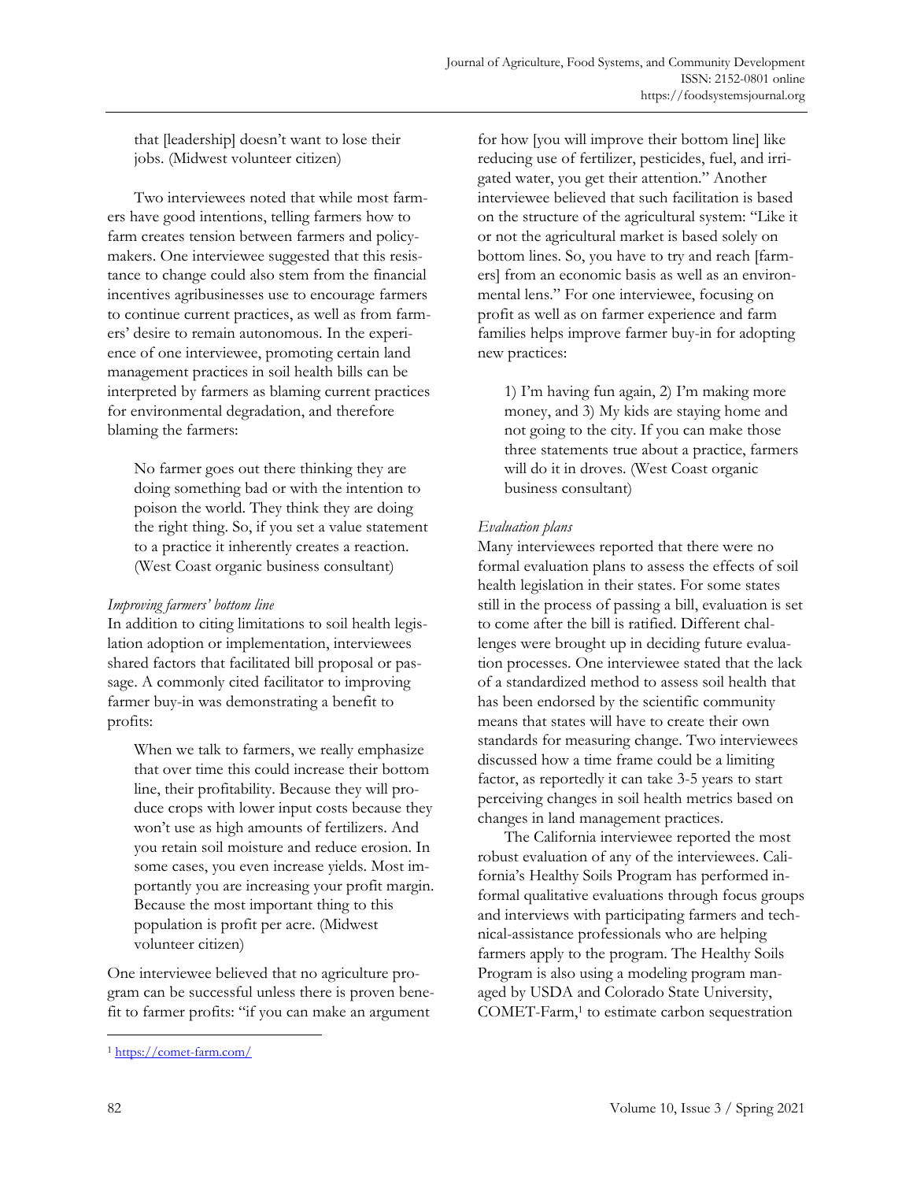that [leadership] doesn't want to lose their jobs. (Midwest volunteer citizen)

Two interviewees noted that while most farmers have good intentions, telling farmers how to farm creates tension between farmers and policymakers. One interviewee suggested that this resistance to change could also stem from the financial incentives agribusinesses use to encourage farmers to continue current practices, as well as from farmers' desire to remain autonomous. In the experience of one interviewee, promoting certain land management practices in soil health bills can be interpreted by farmers as blaming current practices for environmental degradation, and therefore blaming the farmers:

> No farmer goes out there thinking they are doing something bad or with the intention to poison the world. They think they are doing the right thing. So, if you set a value statement to a practice it inherently creates a reaction. (West Coast organic business consultant)

*Improving farmers' bottom line*

In addition to citing limitations to soil health legislation adoption or implementation, interviewees shared factors that facilitated bill proposal or passage. A commonly cited facilitator to improving farmer buy-in was demonstrating a benefit to profits:

> When we talk to farmers, we really emphasize that over time this could increase their bottom line, their profitability. Because they will produce crops with lower input costs because they won't use as high amounts of fertilizers. And you retain soil moisture and reduce erosion. In some cases, you even increase yields. Most importantly you are increasing your profit margin. Because the most important thing to this population is profit per acre. (Midwest volunteer citizen)

One interviewee believed that no agriculture program can be successful unless there is proven benefit to farmer profits: "if you can make an argument for how [you will improve their bottom line] like reducing use of fertilizer, pesticides, fuel, and irrigated water, you get their attention." Another interviewee believed that such facilitation is based on the structure of the agricultural system: "Like it or not the agricultural market is based solely on bottom lines. So, you have to try and reach [farmers] from an economic basis as well as an environmental lens." For one interviewee, focusing on profit as well as on farmer experience and farm families helps improve farmer buy-in for adopting new practices:

> 1) I'm having fun again, 2) I'm making more money, and 3) My kids are staying home and not going to the city. If you can make those three statements true about a practice, farmers will do it in droves. (West Coast organic business consultant)

*Evaluation plans*

Many interviewees reported that there were no formal evaluation plans to assess the effects of soil health legislation in their states. For some states still in the process of passing a bill, evaluation is set to come after the bill is ratified. Different challenges were brought up in deciding future evaluation processes. One interviewee stated that the lack of a standardized method to assess soil health that has been endorsed by the scientific community means that states will have to create their own standards for measuring change. Two interviewees discussed how a time frame could be a limiting factor, as reportedly it can take 3-5 years to start perceiving changes in soil health metrics based on changes in land management practices.

The California interviewee reported the most robust evaluation of any of the interviewees. California's Healthy Soils Program has performed informal qualitative evaluations through focus groups and interviews with participating farmers and technical-assistance professionals who are helping farmers apply to the program. The Healthy Soils Program is also using a modeling program managed by USDA and Colorado State University, COMET-Farm,[1] to estimate carbon sequestration

[1] https://comet-farm.com/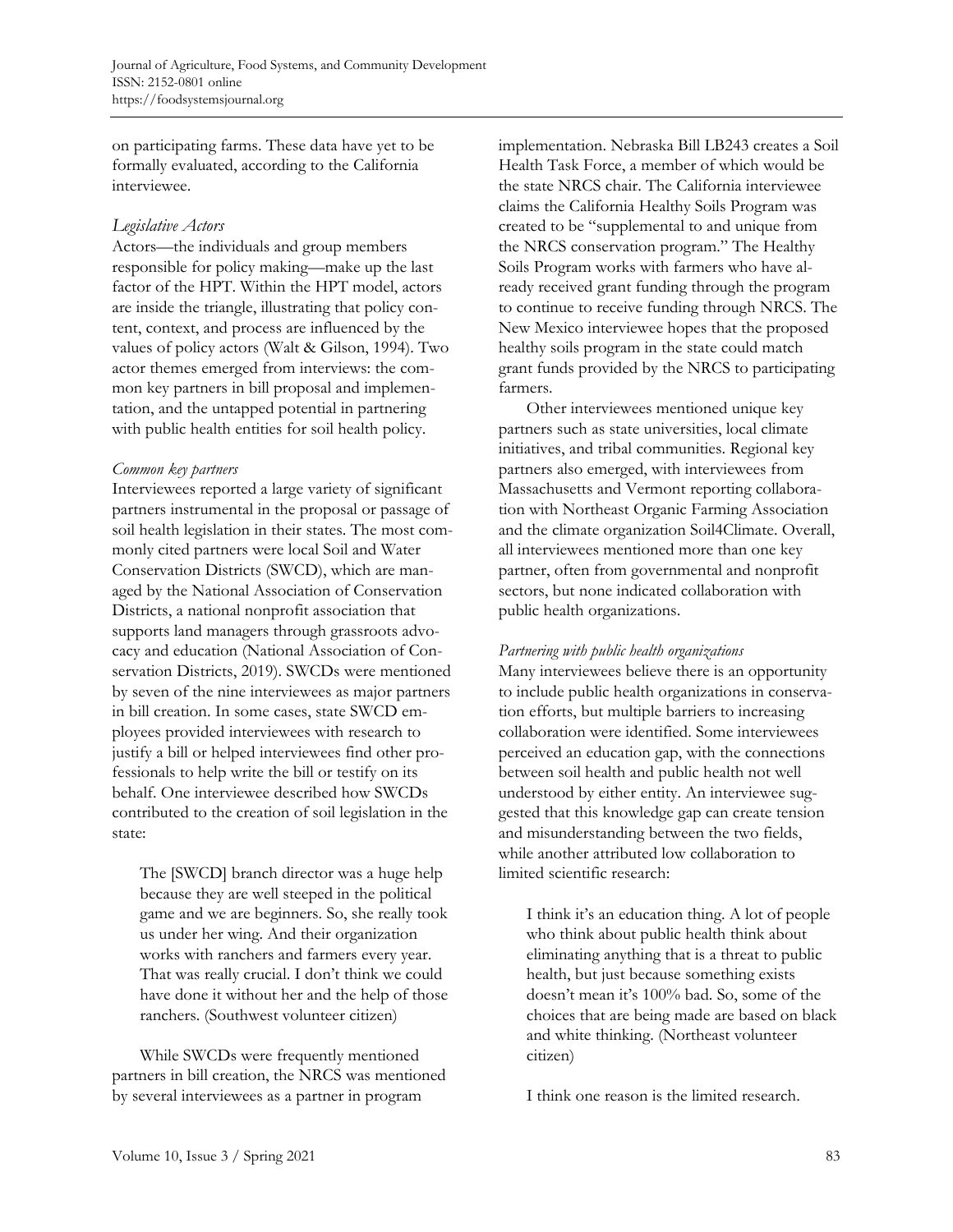on participating farms. These data have yet to be formally evaluated, according to the California interviewee.

### *Legislative Actors*

Actors—the individuals and group members responsible for policy making—make up the last factor of the HPT. Within the HPT model, actors are inside the triangle, illustrating that policy content, context, and process are influenced by the values of policy actors (Walt & Gilson, 1994). Two actor themes emerged from interviews: the common key partners in bill proposal and implementation, and the untapped potential in partnering with public health entities for soil health policy.

#### *Common key partners*

Interviewees reported a large variety of significant partners instrumental in the proposal or passage of soil health legislation in their states. The most commonly cited partners were local Soil and Water Conservation Districts (SWCD), which are managed by the National Association of Conservation Districts, a national nonprofit association that supports land managers through grassroots advocacy and education (National Association of Conservation Districts, 2019). SWCDs were mentioned by seven of the nine interviewees as major partners in bill creation. In some cases, state SWCD employees provided interviewees with research to justify a bill or helped interviewees find other professionals to help write the bill or testify on its behalf. One interviewee described how SWCDs contributed to the creation of soil legislation in the state:

> The [SWCD] branch director was a huge help because they are well steeped in the political game and we are beginners. So, she really took us under her wing. And their organization works with ranchers and farmers every year. That was really crucial. I don't think we could have done it without her and the help of those ranchers. (Southwest volunteer citizen)

While SWCDs were frequently mentioned partners in bill creation, the NRCS was mentioned by several interviewees as a partner in program implementation. Nebraska Bill LB243 creates a Soil Health Task Force, a member of which would be the state NRCS chair. The California interviewee claims the California Healthy Soils Program was created to be "supplemental to and unique from the NRCS conservation program." The Healthy Soils Program works with farmers who have already received grant funding through the program to continue to receive funding through NRCS. The New Mexico interviewee hopes that the proposed healthy soils program in the state could match grant funds provided by the NRCS to participating farmers.

Other interviewees mentioned unique key partners such as state universities, local climate initiatives, and tribal communities. Regional key partners also emerged, with interviewees from Massachusetts and Vermont reporting collaboration with Northeast Organic Farming Association and the climate organization Soil4Climate. Overall, all interviewees mentioned more than one key partner, often from governmental and nonprofit sectors, but none indicated collaboration with public health organizations.

#### *Partnering with public health organizations*

Many interviewees believe there is an opportunity to include public health organizations in conservation efforts, but multiple barriers to increasing collaboration were identified. Some interviewees perceived an education gap, with the connections between soil health and public health not well understood by either entity. An interviewee suggested that this knowledge gap can create tension and misunderstanding between the two fields, while another attributed low collaboration to limited scientific research:

> I think it's an education thing. A lot of people who think about public health think about eliminating anything that is a threat to public health, but just because something exists doesn't mean it's 100% bad. So, some of the choices that are being made are based on black and white thinking. (Northeast volunteer citizen)

> I think one reason is the limited research.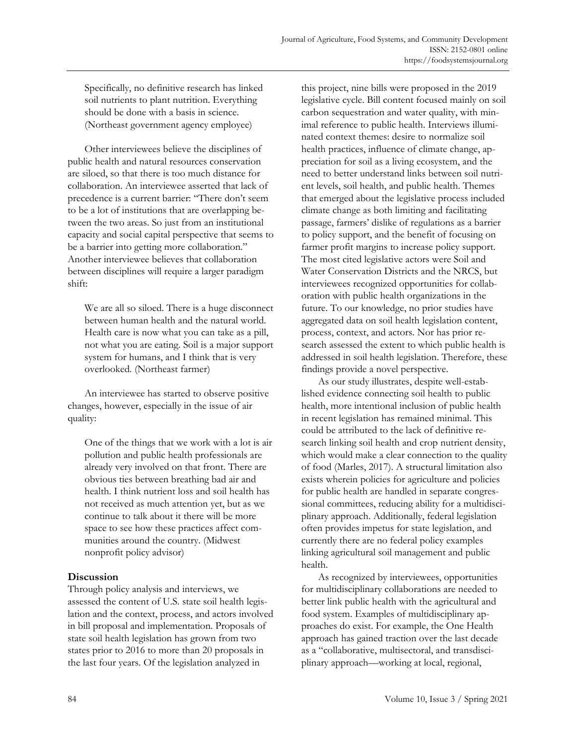Specifically, no definitive research has linked soil nutrients to plant nutrition. Everything should be done with a basis in science. (Northeast government agency employee)

Other interviewees believe the disciplines of public health and natural resources conservation are siloed, so that there is too much distance for collaboration. An interviewee asserted that lack of precedence is a current barrier: "There don't seem to be a lot of institutions that are overlapping between the two areas. So just from an institutional capacity and social capital perspective that seems to be a barrier into getting more collaboration." Another interviewee believes that collaboration between disciplines will require a larger paradigm shift:

> We are all so siloed. There is a huge disconnect between human health and the natural world. Health care is now what you can take as a pill, not what you are eating. Soil is a major support system for humans, and I think that is very overlooked. (Northeast farmer)

An interviewee has started to observe positive changes, however, especially in the issue of air quality:

> One of the things that we work with a lot is air pollution and public health professionals are already very involved on that front. There are obvious ties between breathing bad air and health. I think nutrient loss and soil health has not received as much attention yet, but as we continue to talk about it there will be more space to see how these practices affect communities around the country. (Midwest nonprofit policy advisor)

## Discussion

Through policy analysis and interviews, we assessed the content of U.S. state soil health legislation and the context, process, and actors involved in bill proposal and implementation. Proposals of state soil health legislation has grown from two states prior to 2016 to more than 20 proposals in the last four years. Of the legislation analyzed in this project, nine bills were proposed in the 2019 legislative cycle. Bill content focused mainly on soil carbon sequestration and water quality, with minimal reference to public health. Interviews illuminated context themes: desire to normalize soil health practices, influence of climate change, appreciation for soil as a living ecosystem, and the need to better understand links between soil nutrient levels, soil health, and public health. Themes that emerged about the legislative process included climate change as both limiting and facilitating passage, farmers' dislike of regulations as a barrier to policy support, and the benefit of focusing on farmer profit margins to increase policy support. The most cited legislative actors were Soil and Water Conservation Districts and the NRCS, but interviewees recognized opportunities for collaboration with public health organizations in the future. To our knowledge, no prior studies have aggregated data on soil health legislation content, process, context, and actors. Nor has prior research assessed the extent to which public health is addressed in soil health legislation. Therefore, these findings provide a novel perspective.

As our study illustrates, despite well-established evidence connecting soil health to public health, more intentional inclusion of public health in recent legislation has remained minimal. This could be attributed to the lack of definitive research linking soil health and crop nutrient density, which would make a clear connection to the quality of food (Marles, 2017). A structural limitation also exists wherein policies for agriculture and policies for public health are handled in separate congressional committees, reducing ability for a multidisciplinary approach. Additionally, federal legislation often provides impetus for state legislation, and currently there are no federal policy examples linking agricultural soil management and public health.

As recognized by interviewees, opportunities for multidisciplinary collaborations are needed to better link public health with the agricultural and food system. Examples of multidisciplinary approaches do exist. For example, the One Health approach has gained traction over the last decade as a "collaborative, multisectoral, and transdisciplinary approach—working at local, regional,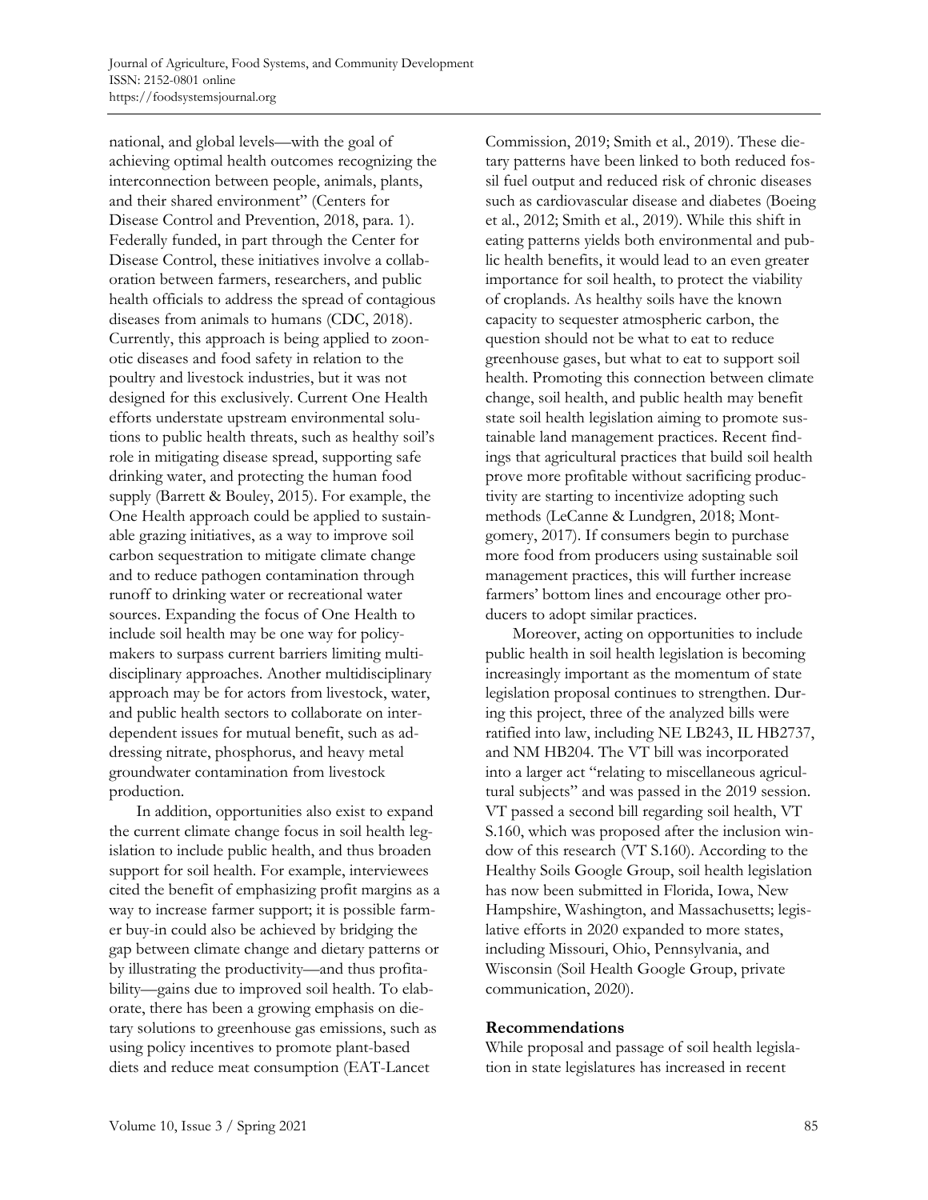national, and global levels—with the goal of achieving optimal health outcomes recognizing the interconnection between people, animals, plants, and their shared environment" (Centers for Disease Control and Prevention, 2018, para. 1). Federally funded, in part through the Center for Disease Control, these initiatives involve a collaboration between farmers, researchers, and public health officials to address the spread of contagious diseases from animals to humans (CDC, 2018). Currently, this approach is being applied to zoonotic diseases and food safety in relation to the poultry and livestock industries, but it was not designed for this exclusively. Current One Health efforts understate upstream environmental solutions to public health threats, such as healthy soil's role in mitigating disease spread, supporting safe drinking water, and protecting the human food supply (Barrett & Bouley, 2015). For example, the One Health approach could be applied to sustainable grazing initiatives, as a way to improve soil carbon sequestration to mitigate climate change and to reduce pathogen contamination through runoff to drinking water or recreational water sources. Expanding the focus of One Health to include soil health may be one way for policymakers to surpass current barriers limiting multidisciplinary approaches. Another multidisciplinary approach may be for actors from livestock, water, and public health sectors to collaborate on interdependent issues for mutual benefit, such as addressing nitrate, phosphorus, and heavy metal groundwater contamination from livestock production.

In addition, opportunities also exist to expand the current climate change focus in soil health legislation to include public health, and thus broaden support for soil health. For example, interviewees cited the benefit of emphasizing profit margins as a way to increase farmer support; it is possible farmer buy-in could also be achieved by bridging the gap between climate change and dietary patterns or by illustrating the productivity—and thus profitability—gains due to improved soil health. To elaborate, there has been a growing emphasis on dietary solutions to greenhouse gas emissions, such as using policy incentives to promote plant-based diets and reduce meat consumption (EAT-Lancet Commission, 2019; Smith et al., 2019). These dietary patterns have been linked to both reduced fossil fuel output and reduced risk of chronic diseases such as cardiovascular disease and diabetes (Boeing et al., 2012; Smith et al., 2019). While this shift in eating patterns yields both environmental and public health benefits, it would lead to an even greater importance for soil health, to protect the viability of croplands. As healthy soils have the known capacity to sequester atmospheric carbon, the question should not be what to eat to reduce greenhouse gases, but what to eat to support soil health. Promoting this connection between climate change, soil health, and public health may benefit state soil health legislation aiming to promote sustainable land management practices. Recent findings that agricultural practices that build soil health prove more profitable without sacrificing productivity are starting to incentivize adopting such methods (LeCanne & Lundgren, 2018; Montgomery, 2017). If consumers begin to purchase more food from producers using sustainable soil management practices, this will further increase farmers' bottom lines and encourage other producers to adopt similar practices.

Moreover, acting on opportunities to include public health in soil health legislation is becoming increasingly important as the momentum of state legislation proposal continues to strengthen. During this project, three of the analyzed bills were ratified into law, including NE LB243, IL HB2737, and NM HB204. The VT bill was incorporated into a larger act "relating to miscellaneous agricultural subjects" and was passed in the 2019 session. VT passed a second bill regarding soil health, VT S.160, which was proposed after the inclusion window of this research (VT S.160). According to the Healthy Soils Google Group, soil health legislation has now been submitted in Florida, Iowa, New Hampshire, Washington, and Massachusetts; legislative efforts in 2020 expanded to more states, including Missouri, Ohio, Pennsylvania, and Wisconsin (Soil Health Google Group, private communication, 2020).

## Recommendations

While proposal and passage of soil health legislation in state legislatures has increased in recent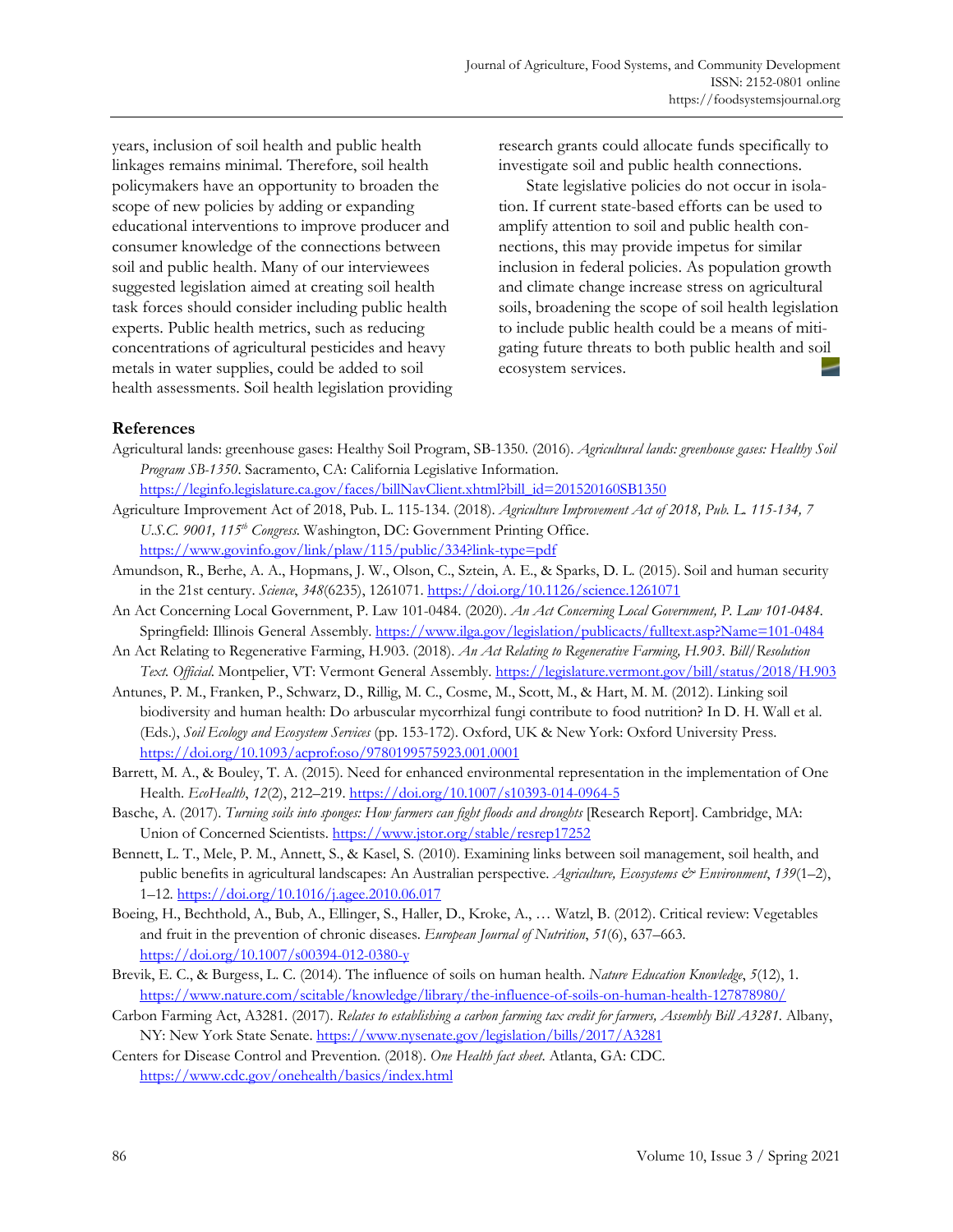years, inclusion of soil health and public health linkages remains minimal. Therefore, soil health policymakers have an opportunity to broaden the scope of new policies by adding or expanding educational interventions to improve producer and consumer knowledge of the connections between soil and public health. Many of our interviewees suggested legislation aimed at creating soil health task forces should consider including public health experts. Public health metrics, such as reducing concentrations of agricultural pesticides and heavy metals in water supplies, could be added to soil health assessments. Soil health legislation providing research grants could allocate funds specifically to investigate soil and public health connections.

State legislative policies do not occur in isolation. If current state-based efforts can be used to amplify attention to soil and public health connections, this may provide impetus for similar inclusion in federal policies. As population growth and climate change increase stress on agricultural soils, broadening the scope of soil health legislation to include public health could be a means of mitigating future threats to both public health and soil ecosystem services.

## References

Agricultural lands: greenhouse gases: Healthy Soil Program, SB-1350. (2016). *Agricultural lands: greenhouse gases: Healthy Soil Program SB-1350*. Sacramento, CA: California Legislative Information. https://leginfo.legislature.ca.gov/faces/billNavClient.xhtml?bill_id=201520160SB1350

Agriculture Improvement Act of 2018, Pub. L. 115-134. (2018). *Agriculture Improvement Act of 2018, Pub. L. 115-134, 7 U.S.C. 9001, 115th Congress*. Washington, DC: Government Printing Office. https://www.govinfo.gov/link/plaw/115/public/334?link-type=pdf

Amundson, R., Berhe, A. A., Hopmans, J. W., Olson, C., Sztein, A. E., & Sparks, D. L. (2015). Soil and human security in the 21st century. *Science*, *348*(6235), 1261071. https://doi.org/10.1126/science.1261071

An Act Concerning Local Government, P. Law 101-0484. (2020). *An Act Concerning Local Government, P. Law 101-0484*. Springfield: Illinois General Assembly. https://www.ilga.gov/legislation/publicacts/fulltext.asp?Name=101-0484

An Act Relating to Regenerative Farming, H.903. (2018). *An Act Relating to Regenerative Farming, H.903. Bill/Resolution Text. Official*. Montpelier, VT: Vermont General Assembly. https://legislature.vermont.gov/bill/status/2018/H.903

Antunes, P. M., Franken, P., Schwarz, D., Rillig, M. C., Cosme, M., Scott, M., & Hart, M. M. (2012). Linking soil biodiversity and human health: Do arbuscular mycorrhizal fungi contribute to food nutrition? In D. H. Wall et al. (Eds.), *Soil Ecology and Ecosystem Services* (pp. 153-172). Oxford, UK & New York: Oxford University Press. https://doi.org/10.1093/acprof:oso/9780199575923.001.0001

Barrett, M. A., & Bouley, T. A. (2015). Need for enhanced environmental representation in the implementation of One Health. *EcoHealth*, *12*(2), 212–219. https://doi.org/10.1007/s10393-014-0964-5

Basche, A. (2017). *Turning soils into sponges: How farmers can fight floods and droughts* [Research Report]. Cambridge, MA: Union of Concerned Scientists. https://www.jstor.org/stable/resrep17252

Bennett, L. T., Mele, P. M., Annett, S., & Kasel, S. (2010). Examining links between soil management, soil health, and public benefits in agricultural landscapes: An Australian perspective. *Agriculture, Ecosystems & Environment*, *139*(1–2), 1–12. https://doi.org/10.1016/j.agee.2010.06.017

Boeing, H., Bechthold, A., Bub, A., Ellinger, S., Haller, D., Kroke, A., … Watzl, B. (2012). Critical review: Vegetables and fruit in the prevention of chronic diseases. *European Journal of Nutrition*, *51*(6), 637–663. https://doi.org/10.1007/s00394-012-0380-y

Brevik, E. C., & Burgess, L. C. (2014). The influence of soils on human health. *Nature Education Knowledge*, *5*(12), 1. https://www.nature.com/scitable/knowledge/library/the-influence-of-soils-on-human-health-127878980/

Carbon Farming Act, A3281. (2017). *Relates to establishing a carbon farming tax credit for farmers, Assembly Bill A3281*. Albany, NY: New York State Senate. https://www.nysenate.gov/legislation/bills/2017/A3281

Centers for Disease Control and Prevention. (2018). *One Health fact sheet*. Atlanta, GA: CDC. https://www.cdc.gov/onehealth/basics/index.html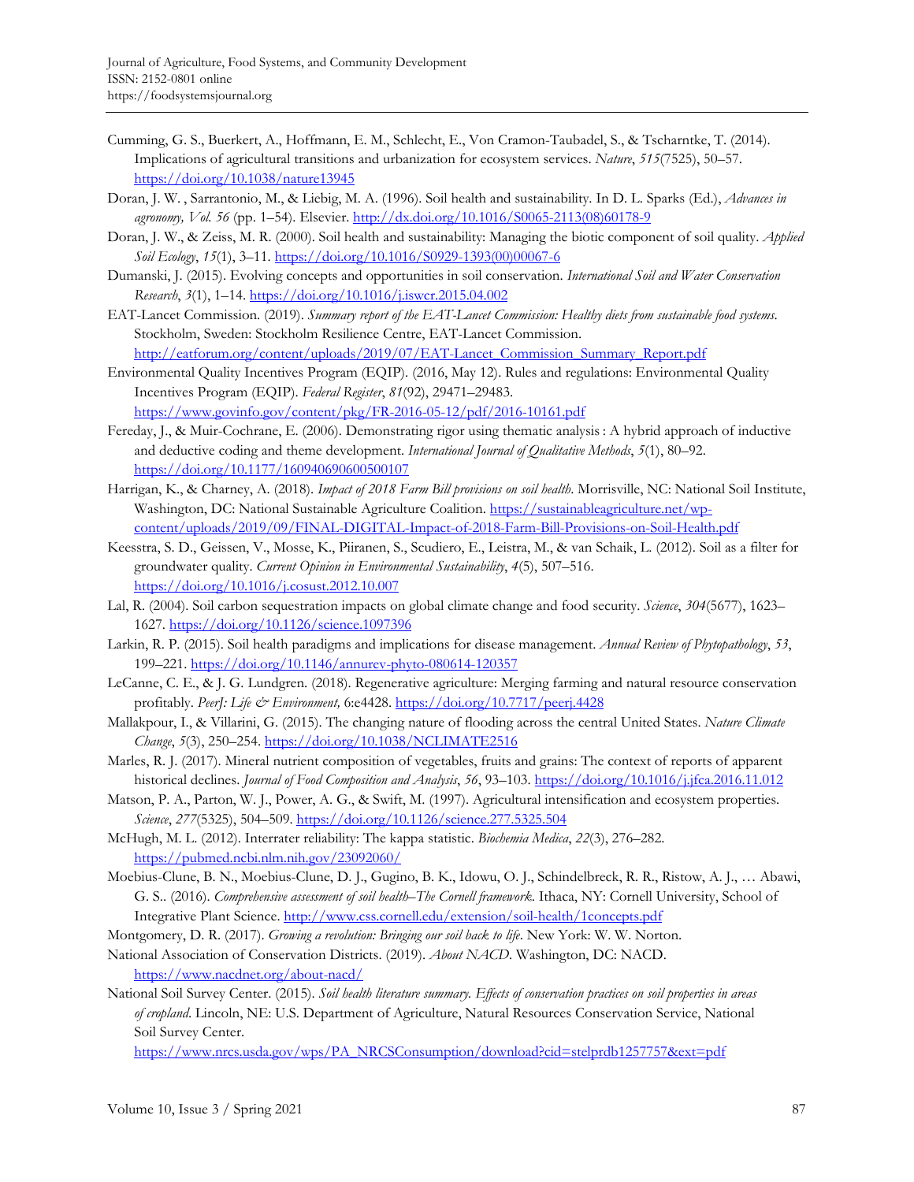Cumming, G. S., Buerkert, A., Hoffmann, E. M., Schlecht, E., Von Cramon-Taubadel, S., & Tscharntke, T. (2014). Implications of agricultural transitions and urbanization for ecosystem services. *Nature*, *515*(7525), 50–57. https://doi.org/10.1038/nature13945

Doran, J. W. , Sarrantonio, M., & Liebig, M. A. (1996). Soil health and sustainability. In D. L. Sparks (Ed.), *Advances in agronomy, Vol. 56* (pp. 1–54). Elsevier. http://dx.doi.org/10.1016/S0065-2113(08)60178-9

Doran, J. W., & Zeiss, M. R. (2000). Soil health and sustainability: Managing the biotic component of soil quality. *Applied Soil Ecology*, *15*(1), 3–11. https://doi.org/10.1016/S0929-1393(00)00067-6

Dumanski, J. (2015). Evolving concepts and opportunities in soil conservation. *International Soil and Water Conservation Research*, *3*(1), 1–14. https://doi.org/10.1016/j.iswcr.2015.04.002

EAT-Lancet Commission. (2019). *Summary report of the EAT-Lancet Commission: Healthy diets from sustainable food systems.* Stockholm, Sweden: Stockholm Resilience Centre, EAT-Lancet Commission. http://eatforum.org/content/uploads/2019/07/EAT-Lancet_Commission_Summary_Report.pdf

Environmental Quality Incentives Program (EQIP). (2016, May 12). Rules and regulations: Environmental Quality Incentives Program (EQIP). *Federal Register*, *81*(92), 29471–29483. https://www.govinfo.gov/content/pkg/FR-2016-05-12/pdf/2016-10161.pdf

Fereday, J., & Muir-Cochrane, E. (2006). Demonstrating rigor using thematic analysis : A hybrid approach of inductive and deductive coding and theme development. *International Journal of Qualitative Methods*, *5*(1), 80–92. https://doi.org/10.1177/160940690600500107

Harrigan, K., & Charney, A. (2018). *Impact of 2018 Farm Bill provisions on soil health*. Morrisville, NC: National Soil Institute, Washington, DC: National Sustainable Agriculture Coalition. https://sustainableagriculture.net/wp-content/uploads/2019/09/FINAL-DIGITAL-Impact-of-2018-Farm-Bill-Provisions-on-Soil-Health.pdf

Keesstra, S. D., Geissen, V., Mosse, K., Piiranen, S., Scudiero, E., Leistra, M., & van Schaik, L. (2012). Soil as a filter for groundwater quality. *Current Opinion in Environmental Sustainability*, *4*(5), 507–516. https://doi.org/10.1016/j.cosust.2012.10.007

Lal, R. (2004). Soil carbon sequestration impacts on global climate change and food security. *Science*, *304*(5677), 1623–1627. https://doi.org/10.1126/science.1097396

Larkin, R. P. (2015). Soil health paradigms and implications for disease management. *Annual Review of Phytopathology*, *53*, 199–221. https://doi.org/10.1146/annurev-phyto-080614-120357

LeCanne, C. E., & J. G. Lundgren. (2018). Regenerative agriculture: Merging farming and natural resource conservation profitably. *PeerJ: Life & Environment,* 6:e4428. https://doi.org/10.7717/peerj.4428

Mallakpour, I., & Villarini, G. (2015). The changing nature of flooding across the central United States. *Nature Climate Change*, *5*(3), 250–254. https://doi.org/10.1038/NCLIMATE2516

Marles, R. J. (2017). Mineral nutrient composition of vegetables, fruits and grains: The context of reports of apparent historical declines. *Journal of Food Composition and Analysis*, *56*, 93–103. https://doi.org/10.1016/j.jfca.2016.11.012

Matson, P. A., Parton, W. J., Power, A. G., & Swift, M. (1997). Agricultural intensification and ecosystem properties. *Science*, *277*(5325), 504–509. https://doi.org/10.1126/science.277.5325.504

McHugh, M. L. (2012). Interrater reliability: The kappa statistic. *Biochemia Medica*, *22*(3), 276–282. https://pubmed.ncbi.nlm.nih.gov/23092060/

Moebius-Clune, B. N., Moebius-Clune, D. J., Gugino, B. K., Idowu, O. J., Schindelbreck, R. R., Ristow, A. J., … Abawi, G. S.. (2016). *Comprehensive assessment of soil health–The Cornell framework.* Ithaca, NY: Cornell University, School of Integrative Plant Science. http://www.css.cornell.edu/extension/soil-health/1concepts.pdf

Montgomery, D. R. (2017). *Growing a revolution: Bringing our soil back to life*. New York: W. W. Norton.

National Association of Conservation Districts. (2019). *About NACD.* Washington, DC: NACD. https://www.nacdnet.org/about-nacd/

National Soil Survey Center. (2015). *Soil health literature summary. Effects of conservation practices on soil properties in areas of cropland.* Lincoln, NE: U.S. Department of Agriculture, Natural Resources Conservation Service, National Soil Survey Center. https://www.nrcs.usda.gov/wps/PA_NRCSConsumption/download?cid=stelprdb1257757&ext=pdf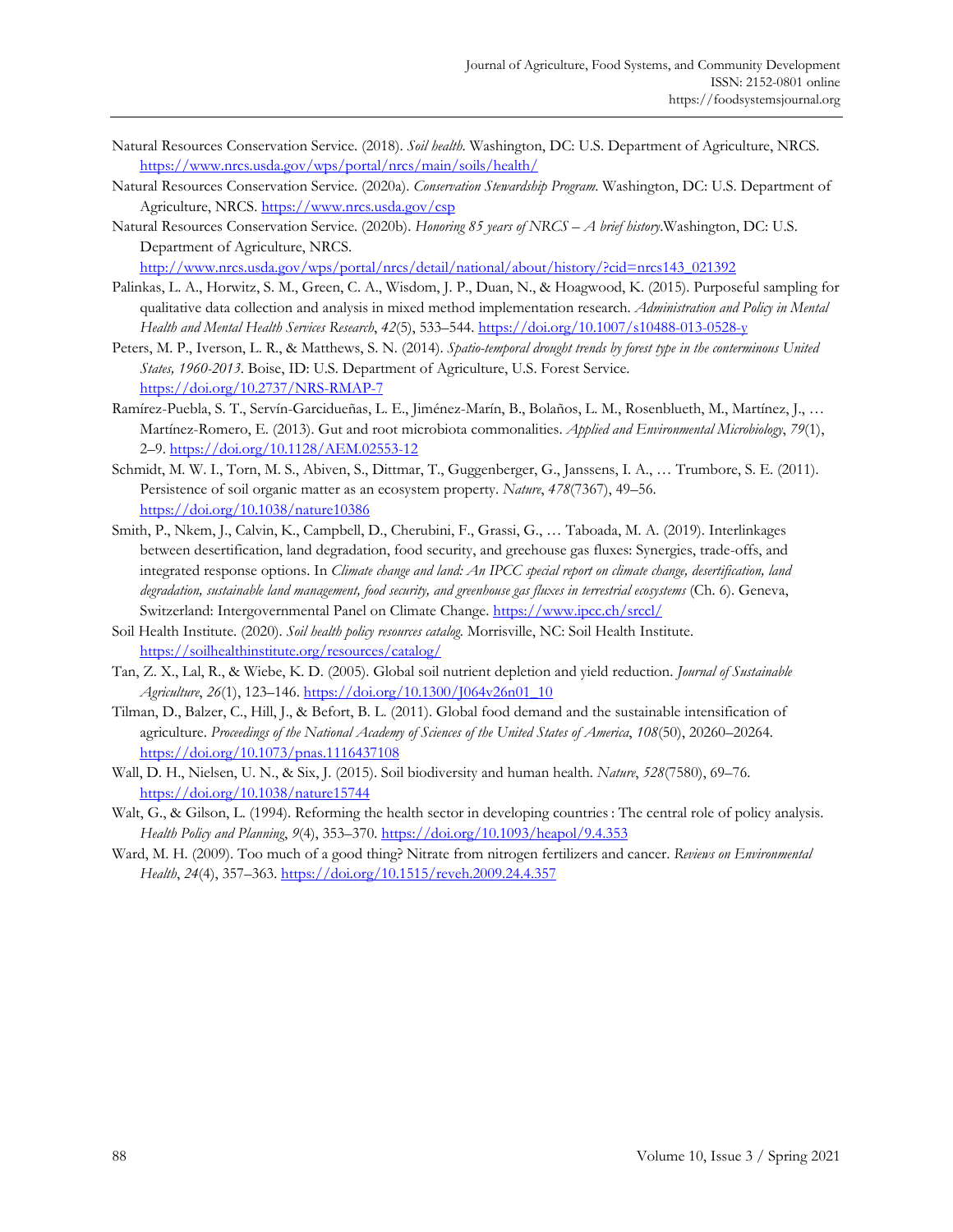Natural Resources Conservation Service. (2018). *Soil health*. Washington, DC: U.S. Department of Agriculture, NRCS. https://www.nrcs.usda.gov/wps/portal/nrcs/main/soils/health/

Natural Resources Conservation Service. (2020a). *Conservation Stewardship Program*. Washington, DC: U.S. Department of Agriculture, NRCS. https://www.nrcs.usda.gov/csp

Natural Resources Conservation Service. (2020b). *Honoring 85 years of NRCS – A brief history*.Washington, DC: U.S. Department of Agriculture, NRCS. http://www.nrcs.usda.gov/wps/portal/nrcs/detail/national/about/history/?cid=nrcs143_021392

Palinkas, L. A., Horwitz, S. M., Green, C. A., Wisdom, J. P., Duan, N., & Hoagwood, K. (2015). Purposeful sampling for qualitative data collection and analysis in mixed method implementation research. *Administration and Policy in Mental Health and Mental Health Services Research*, *42*(5), 533–544. https://doi.org/10.1007/s10488-013-0528-y

Peters, M. P., Iverson, L. R., & Matthews, S. N. (2014). *Spatio-temporal drought trends by forest type in the conterminous United States, 1960-2013*. Boise, ID: U.S. Department of Agriculture, U.S. Forest Service. https://doi.org/10.2737/NRS-RMAP-7

Ramírez-Puebla, S. T., Servín-Garcidueñas, L. E., Jiménez-Marín, B., Bolaños, L. M., Rosenblueth, M., Martínez, J., … Martínez-Romero, E. (2013). Gut and root microbiota commonalities. *Applied and Environmental Microbiology*, *79*(1), 2–9. https://doi.org/10.1128/AEM.02553-12

Schmidt, M. W. I., Torn, M. S., Abiven, S., Dittmar, T., Guggenberger, G., Janssens, I. A., … Trumbore, S. E. (2011). Persistence of soil organic matter as an ecosystem property. *Nature*, *478*(7367), 49–56. https://doi.org/10.1038/nature10386

Smith, P., Nkem, J., Calvin, K., Campbell, D., Cherubini, F., Grassi, G., … Taboada, M. A. (2019). Interlinkages between desertification, land degradation, food security, and greehouse gas fluxes: Synergies, trade-offs, and integrated response options. In *Climate change and land: An IPCC special report on climate change, desertification, land degradation, sustainable land management, food security, and greenhouse gas fluxes in terrestrial ecosystems* (Ch. 6). Geneva, Switzerland: Intergovernmental Panel on Climate Change. https://www.ipcc.ch/srccl/

Soil Health Institute. (2020). *Soil health policy resources catalog*. Morrisville, NC: Soil Health Institute. https://soilhealthinstitute.org/resources/catalog/

Tan, Z. X., Lal, R., & Wiebe, K. D. (2005). Global soil nutrient depletion and yield reduction. *Journal of Sustainable Agriculture*, *26*(1), 123–146. https://doi.org/10.1300/J064v26n01_10

Tilman, D., Balzer, C., Hill, J., & Befort, B. L. (2011). Global food demand and the sustainable intensification of agriculture. *Proceedings of the National Academy of Sciences of the United States of America*, *108*(50), 20260–20264. https://doi.org/10.1073/pnas.1116437108

Wall, D. H., Nielsen, U. N., & Six, J. (2015). Soil biodiversity and human health. *Nature*, *528*(7580), 69–76. https://doi.org/10.1038/nature15744

Walt, G., & Gilson, L. (1994). Reforming the health sector in developing countries : The central role of policy analysis. *Health Policy and Planning*, *9*(4), 353–370. https://doi.org/10.1093/heapol/9.4.353

Ward, M. H. (2009). Too much of a good thing? Nitrate from nitrogen fertilizers and cancer. *Reviews on Environmental Health*, *24*(4), 357–363. https://doi.org/10.1515/reveh.2009.24.4.357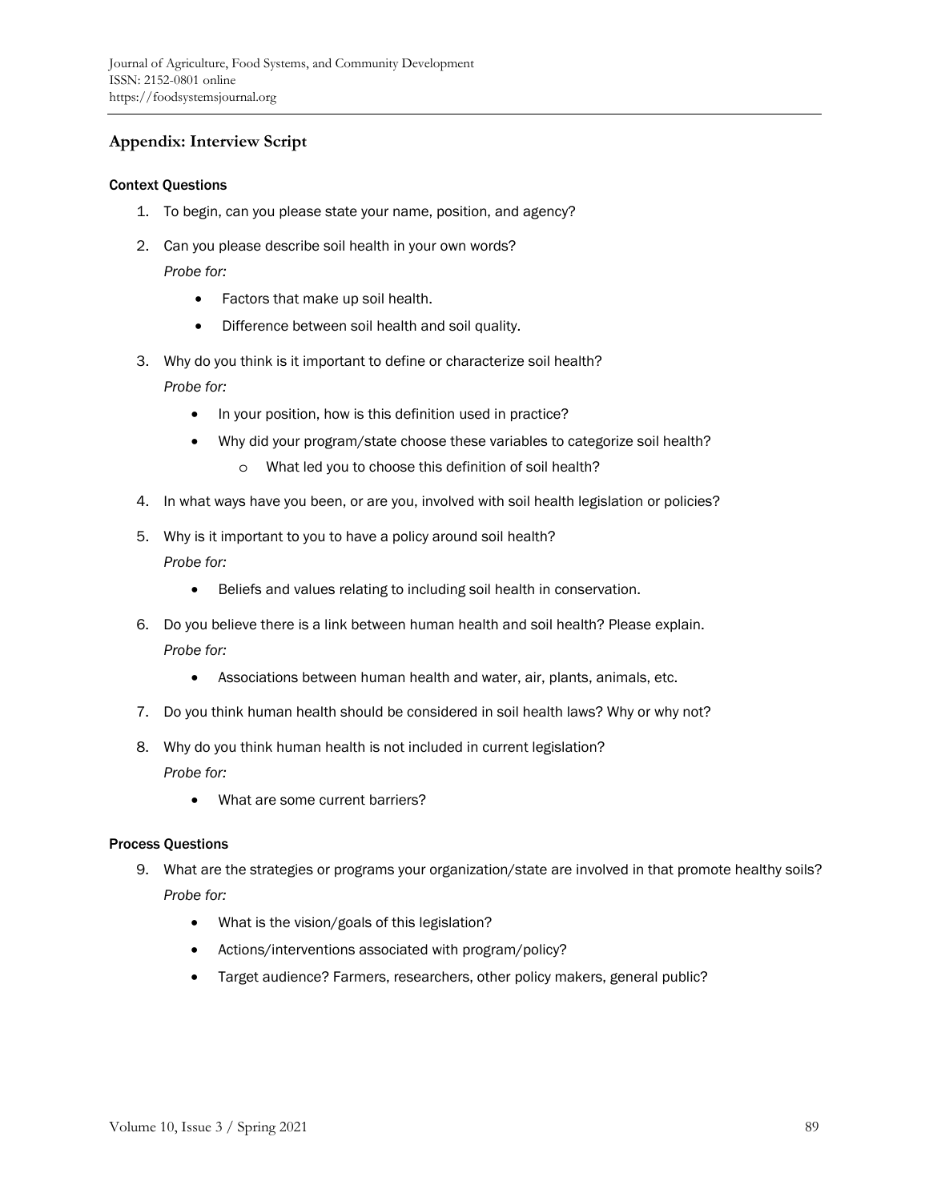## Appendix: Interview Script

### Context Questions

1. To begin, can you please state your name, position, and agency?
2. Can you please describe soil health in your own words?
   *Probe for:*
   - Factors that make up soil health.
   - Difference between soil health and soil quality.
3. Why do you think is it important to define or characterize soil health?
   *Probe for:*
   - In your position, how is this definition used in practice?
   - Why did your program/state choose these variables to categorize soil health?
     - What led you to choose this definition of soil health?
4. In what ways have you been, or are you, involved with soil health legislation or policies?
5. Why is it important to you to have a policy around soil health?
   *Probe for:*
   - Beliefs and values relating to including soil health in conservation.
6. Do you believe there is a link between human health and soil health? Please explain.
   *Probe for:*
   - Associations between human health and water, air, plants, animals, etc.
7. Do you think human health should be considered in soil health laws? Why or why not?
8. Why do you think human health is not included in current legislation?
   *Probe for:*
   - What are some current barriers?

### Process Questions

9. What are the strategies or programs your organization/state are involved in that promote healthy soils?
   *Probe for:*
   - What is the vision/goals of this legislation?
   - Actions/interventions associated with program/policy?
   - Target audience? Farmers, researchers, other policy makers, general public?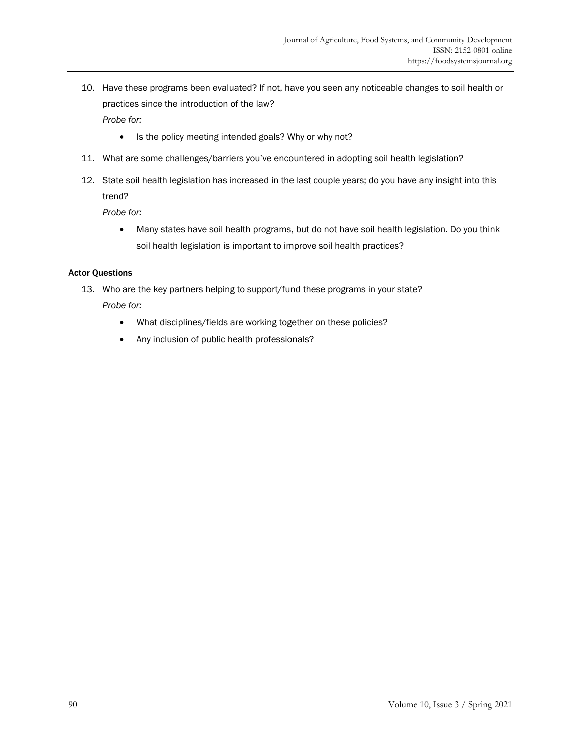10. Have these programs been evaluated? If not, have you seen any noticeable changes to soil health or practices since the introduction of the law?
    *Probe for:*
    - Is the policy meeting intended goals? Why or why not?
11. What are some challenges/barriers you've encountered in adopting soil health legislation?
12. State soil health legislation has increased in the last couple years; do you have any insight into this trend?
    *Probe for:*
    - Many states have soil health programs, but do not have soil health legislation. Do you think soil health legislation is important to improve soil health practices?

**Actor Questions**

13. Who are the key partners helping to support/fund these programs in your state?
    *Probe for:*
    - What disciplines/fields are working together on these policies?
    - Any inclusion of public health professionals?